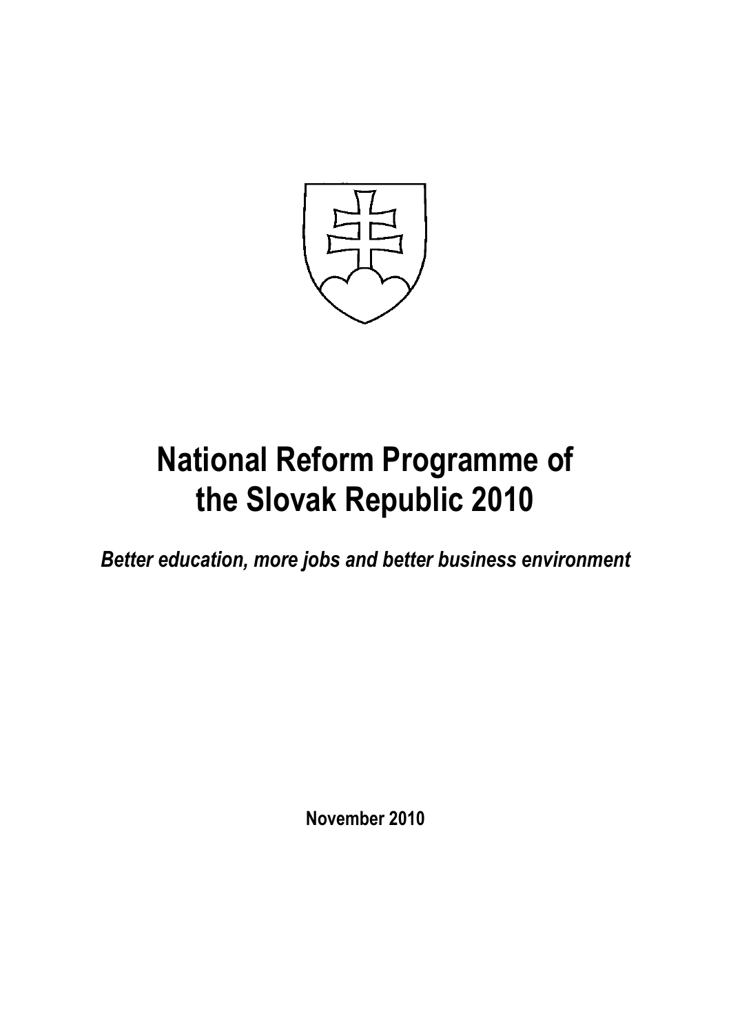# National Reform Programme of the Slovak Republic 2010

***Better education, more jobs and better business environment***

**November 2010**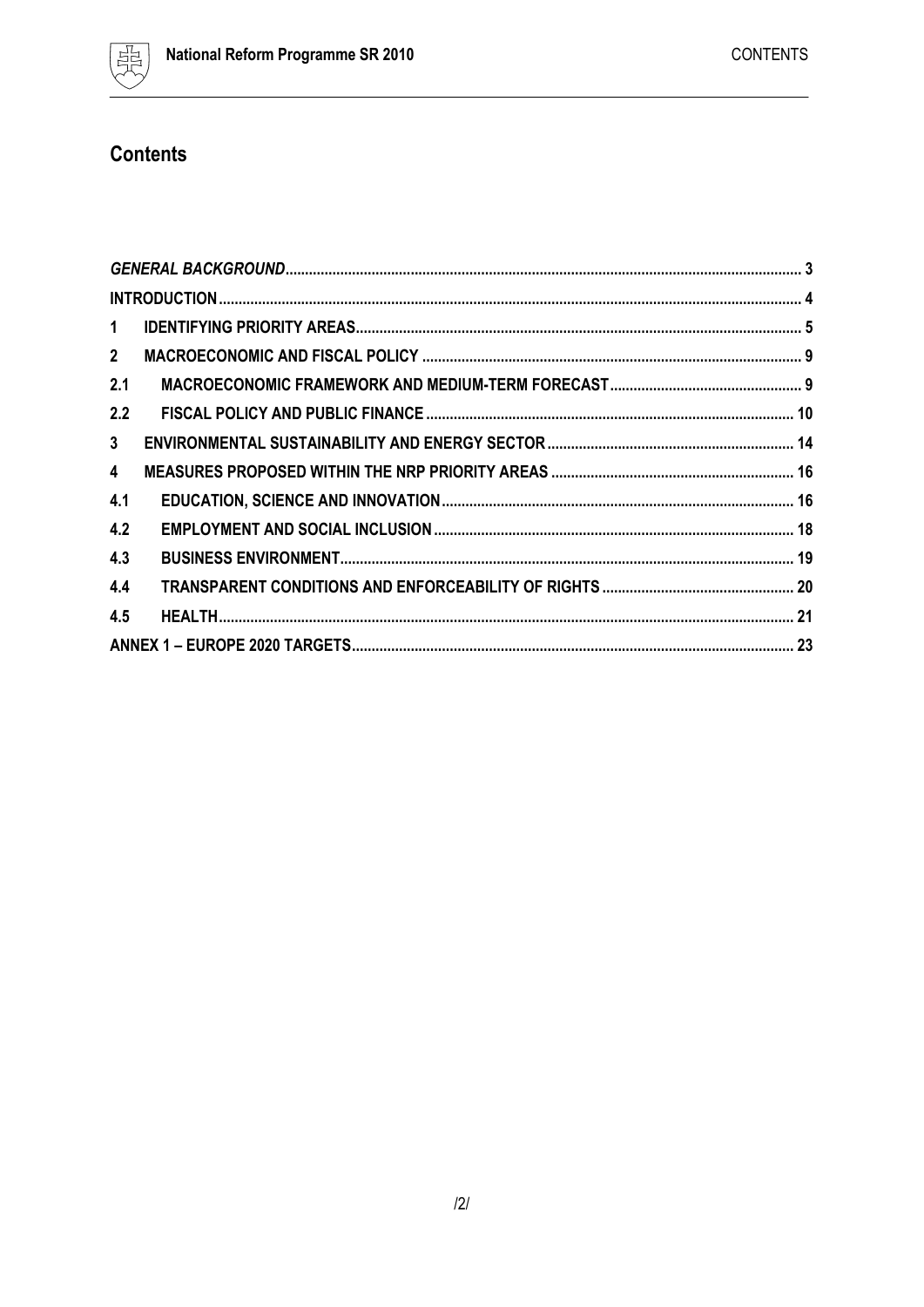# Contents

| | | |
|---|---|---|
| *GENERAL BACKGROUND* | | 3 |
| INTRODUCTION | | 4 |
| 1 | IDENTIFYING PRIORITY AREAS | 5 |
| 2 | MACROECONOMIC AND FISCAL POLICY | 9 |
| 2.1 | MACROECONOMIC FRAMEWORK AND MEDIUM-TERM FORECAST | 9 |
| 2.2 | FISCAL POLICY AND PUBLIC FINANCE | 10 |
| 3 | ENVIRONMENTAL SUSTAINABILITY AND ENERGY SECTOR | 14 |
| 4 | MEASURES PROPOSED WITHIN THE NRP PRIORITY AREAS | 16 |
| 4.1 | EDUCATION, SCIENCE AND INNOVATION | 16 |
| 4.2 | EMPLOYMENT AND SOCIAL INCLUSION | 18 |
| 4.3 | BUSINESS ENVIRONMENT | 19 |
| 4.4 | TRANSPARENT CONDITIONS AND ENFORCEABILITY OF RIGHTS | 20 |
| 4.5 | HEALTH | 21 |
| ANNEX 1 – EUROPE 2020 TARGETS | | 23 |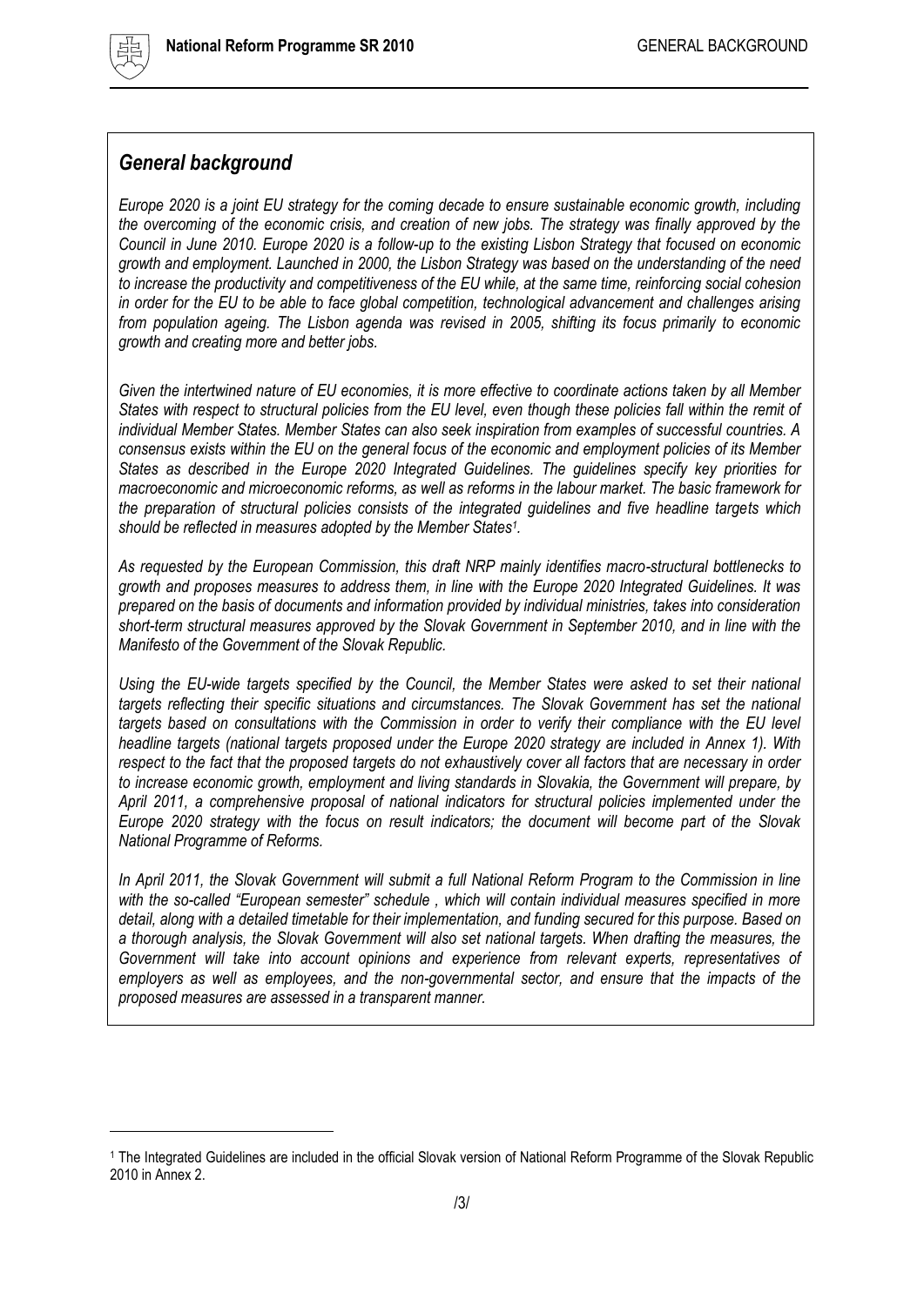## *General background*

*Europe 2020 is a joint EU strategy for the coming decade to ensure sustainable economic growth, including the overcoming of the economic crisis, and creation of new jobs. The strategy was finally approved by the Council in June 2010. Europe 2020 is a follow-up to the existing Lisbon Strategy that focused on economic growth and employment. Launched in 2000, the Lisbon Strategy was based on the understanding of the need to increase the productivity and competitiveness of the EU while, at the same time, reinforcing social cohesion in order for the EU to be able to face global competition, technological advancement and challenges arising from population ageing. The Lisbon agenda was revised in 2005, shifting its focus primarily to economic growth and creating more and better jobs.*

*Given the intertwined nature of EU economies, it is more effective to coordinate actions taken by all Member States with respect to structural policies from the EU level, even though these policies fall within the remit of individual Member States. Member States can also seek inspiration from examples of successful countries. A consensus exists within the EU on the general focus of the economic and employment policies of its Member States as described in the Europe 2020 Integrated Guidelines. The guidelines specify key priorities for macroeconomic and microeconomic reforms, as well as reforms in the labour market. The basic framework for the preparation of structural policies consists of the integrated guidelines and five headline targets which should be reflected in measures adopted by the Member States[1].*

*As requested by the European Commission, this draft NRP mainly identifies macro-structural bottlenecks to growth and proposes measures to address them, in line with the Europe 2020 Integrated Guidelines. It was prepared on the basis of documents and information provided by individual ministries, takes into consideration short-term structural measures approved by the Slovak Government in September 2010, and in line with the Manifesto of the Government of the Slovak Republic.*

*Using the EU-wide targets specified by the Council, the Member States were asked to set their national targets reflecting their specific situations and circumstances. The Slovak Government has set the national targets based on consultations with the Commission in order to verify their compliance with the EU level headline targets (national targets proposed under the Europe 2020 strategy are included in Annex 1). With respect to the fact that the proposed targets do not exhaustively cover all factors that are necessary in order to increase economic growth, employment and living standards in Slovakia, the Government will prepare, by April 2011, a comprehensive proposal of national indicators for structural policies implemented under the Europe 2020 strategy with the focus on result indicators; the document will become part of the Slovak National Programme of Reforms.*

*In April 2011, the Slovak Government will submit a full National Reform Program to the Commission in line with the so-called "European semester" schedule , which will contain individual measures specified in more detail, along with a detailed timetable for their implementation, and funding secured for this purpose. Based on a thorough analysis, the Slovak Government will also set national targets. When drafting the measures, the Government will take into account opinions and experience from relevant experts, representatives of employers as well as employees, and the non-governmental sector, and ensure that the impacts of the proposed measures are assessed in a transparent manner.*

[1] The Integrated Guidelines are included in the official Slovak version of National Reform Programme of the Slovak Republic 2010 in Annex 2.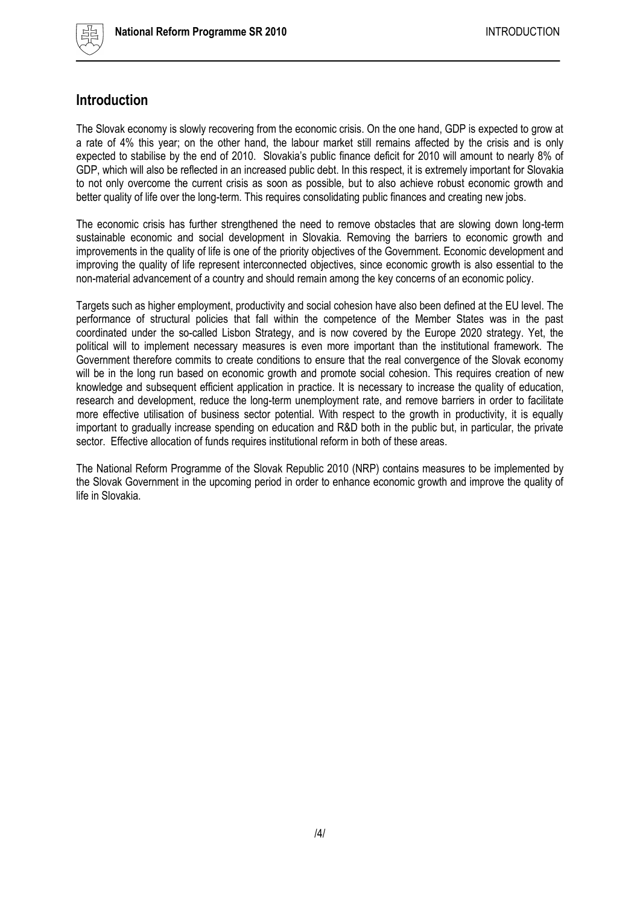# Introduction

The Slovak economy is slowly recovering from the economic crisis. On the one hand, GDP is expected to grow at a rate of 4% this year; on the other hand, the labour market still remains affected by the crisis and is only expected to stabilise by the end of 2010. Slovakia's public finance deficit for 2010 will amount to nearly 8% of GDP, which will also be reflected in an increased public debt. In this respect, it is extremely important for Slovakia to not only overcome the current crisis as soon as possible, but to also achieve robust economic growth and better quality of life over the long-term. This requires consolidating public finances and creating new jobs.

The economic crisis has further strengthened the need to remove obstacles that are slowing down long-term sustainable economic and social development in Slovakia. Removing the barriers to economic growth and improvements in the quality of life is one of the priority objectives of the Government. Economic development and improving the quality of life represent interconnected objectives, since economic growth is also essential to the non-material advancement of a country and should remain among the key concerns of an economic policy.

Targets such as higher employment, productivity and social cohesion have also been defined at the EU level. The performance of structural policies that fall within the competence of the Member States was in the past coordinated under the so-called Lisbon Strategy, and is now covered by the Europe 2020 strategy. Yet, the political will to implement necessary measures is even more important than the institutional framework. The Government therefore commits to create conditions to ensure that the real convergence of the Slovak economy will be in the long run based on economic growth and promote social cohesion. This requires creation of new knowledge and subsequent efficient application in practice. It is necessary to increase the quality of education, research and development, reduce the long-term unemployment rate, and remove barriers in order to facilitate more effective utilisation of business sector potential. With respect to the growth in productivity, it is equally important to gradually increase spending on education and R&D both in the public but, in particular, the private sector. Effective allocation of funds requires institutional reform in both of these areas.

The National Reform Programme of the Slovak Republic 2010 (NRP) contains measures to be implemented by the Slovak Government in the upcoming period in order to enhance economic growth and improve the quality of life in Slovakia.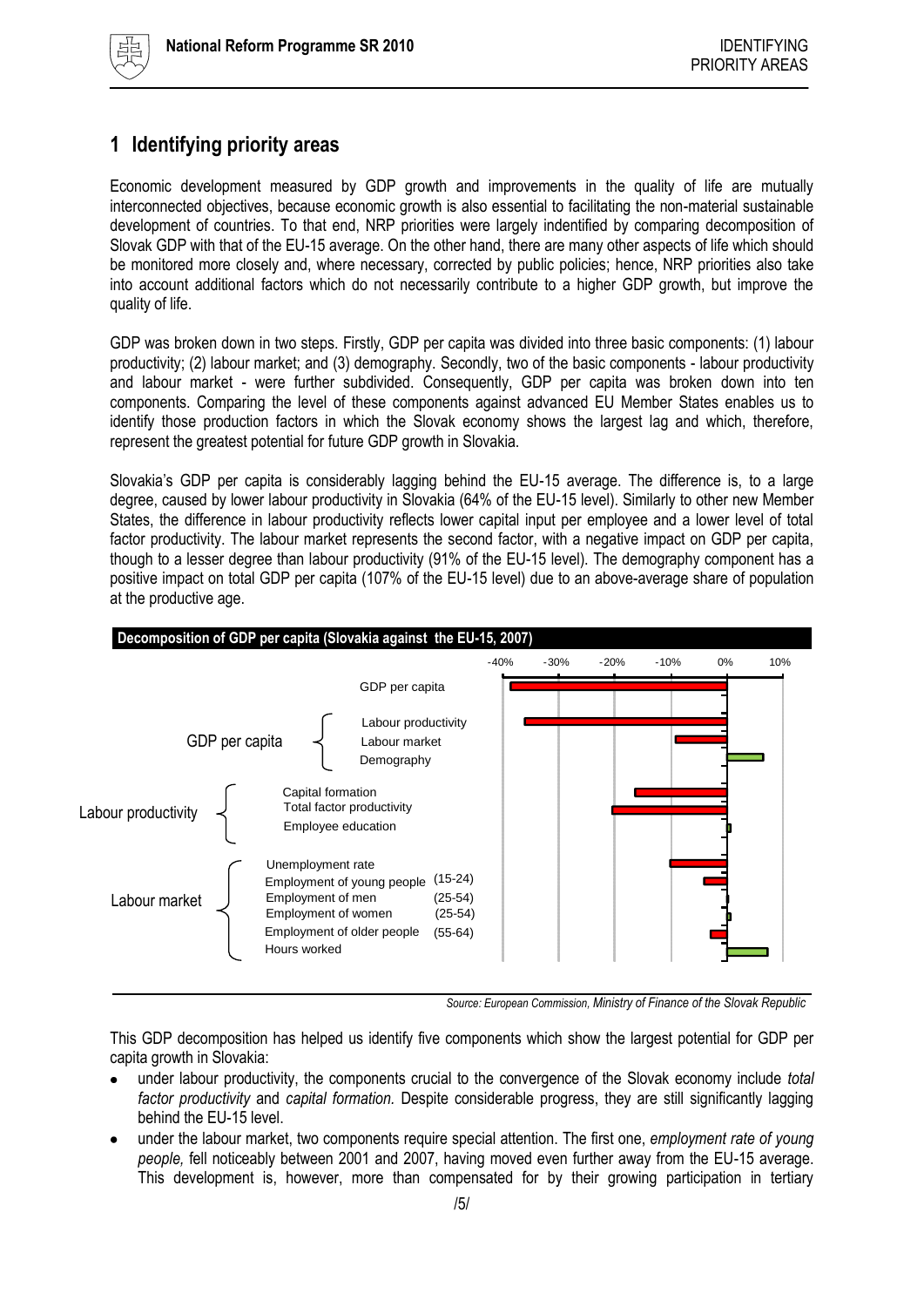# 1 Identifying priority areas

Economic development measured by GDP growth and improvements in the quality of life are mutually interconnected objectives, because economic growth is also essential to facilitating the non-material sustainable development of countries. To that end, NRP priorities were largely indentified by comparing decomposition of Slovak GDP with that of the EU-15 average. On the other hand, there are many other aspects of life which should be monitored more closely and, where necessary, corrected by public policies; hence, NRP priorities also take into account additional factors which do not necessarily contribute to a higher GDP growth, but improve the quality of life.

GDP was broken down in two steps. Firstly, GDP per capita was divided into three basic components: (1) labour productivity; (2) labour market; and (3) demography. Secondly, two of the basic components - labour productivity and labour market - were further subdivided. Consequently, GDP per capita was broken down into ten components. Comparing the level of these components against advanced EU Member States enables us to identify those production factors in which the Slovak economy shows the largest lag and which, therefore, represent the greatest potential for future GDP growth in Slovakia.

Slovakia's GDP per capita is considerably lagging behind the EU-15 average. The difference is, to a large degree, caused by lower labour productivity in Slovakia (64% of the EU-15 level). Similarly to other new Member States, the difference in labour productivity reflects lower capital input per employee and a lower level of total factor productivity. The labour market represents the second factor, with a negative impact on GDP per capita, though to a lesser degree than labour productivity (91% of the EU-15 level). The demography component has a positive impact on total GDP per capita (107% of the EU-15 level) due to an above-average share of population at the productive age.

**Decomposition of GDP per capita (Slovakia against the EU-15, 2007)**

| Group | Component | Approx. value (vs EU-15) |
|---|---|---|
| | GDP per capita | ≈ -38% |
| GDP per capita | Labour productivity | ≈ -36% |
| | Labour market | ≈ -9% |
| | Demography | ≈ +7% |
| Labour productivity | Capital formation | ≈ -16% |
| | Total factor productivity | ≈ -20% |
| | Employee education | ≈ +1% |
| Labour market | Unemployment rate | ≈ -10% |
| | Employment of young people (15-24) | ≈ -4% |
| | Employment of men (25-54) | ≈ 0% |
| | Employment of women (25-54) | ≈ +1% |
| | Employment of older people (55-64) | ≈ -3% |
| | Hours worked | ≈ +7% |

*Source: European Commission, Ministry of Finance of the Slovak Republic*

This GDP decomposition has helped us identify five components which show the largest potential for GDP per capita growth in Slovakia:

- under labour productivity, the components crucial to the convergence of the Slovak economy include *total factor productivity* and *capital formation.* Despite considerable progress, they are still significantly lagging behind the EU-15 level.
- under the labour market, two components require special attention. The first one, *employment rate of young people,* fell noticeably between 2001 and 2007, having moved even further away from the EU-15 average. This development is, however, more than compensated for by their growing participation in tertiary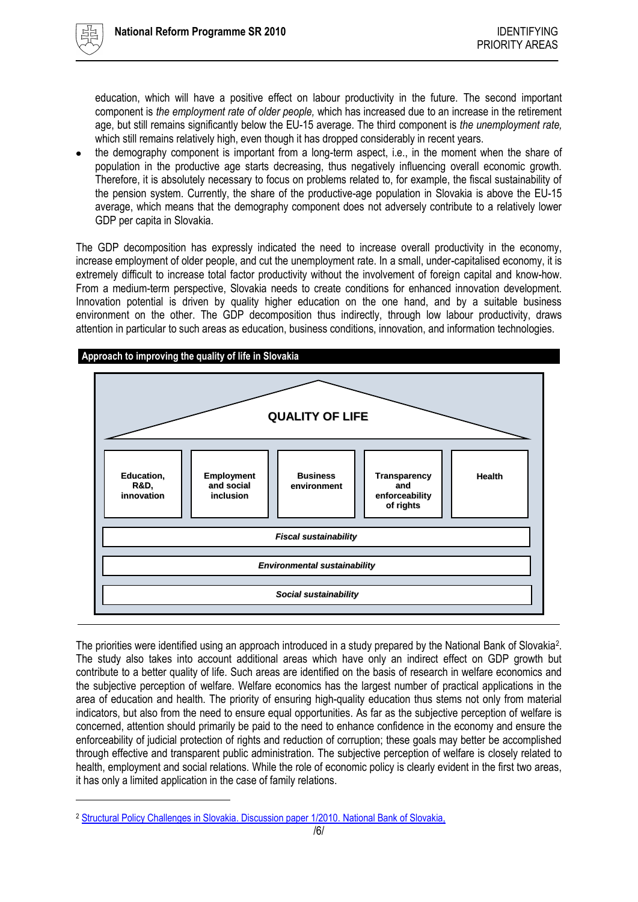education, which will have a positive effect on labour productivity in the future. The second important component is *the employment rate of older people,* which has increased due to an increase in the retirement age, but still remains significantly below the EU-15 average. The third component is *the unemployment rate,* which still remains relatively high, even though it has dropped considerably in recent years.

- the demography component is important from a long-term aspect, i.e., in the moment when the share of population in the productive age starts decreasing, thus negatively influencing overall economic growth. Therefore, it is absolutely necessary to focus on problems related to, for example, the fiscal sustainability of the pension system. Currently, the share of the productive-age population in Slovakia is above the EU-15 average, which means that the demography component does not adversely contribute to a relatively lower GDP per capita in Slovakia.

The GDP decomposition has expressly indicated the need to increase overall productivity in the economy, increase employment of older people, and cut the unemployment rate. In a small, under-capitalised economy, it is extremely difficult to increase total factor productivity without the involvement of foreign capital and know-how. From a medium-term perspective, Slovakia needs to create conditions for enhanced innovation development. Innovation potential is driven by quality higher education on the one hand, and by a suitable business environment on the other. The GDP decomposition thus indirectly, through low labour productivity, draws attention in particular to such areas as education, business conditions, innovation, and information technologies.

**Approach to improving the quality of life in Slovakia**

**QUALITY OF LIFE**

| Education, R&D, innovation | Employment and social inclusion | Business environment | Transparency and enforceability of rights | Health |
|---|---|---|---|---|

***Fiscal sustainability***

***Environmental sustainability***

***Social sustainability***

The priorities were identified using an approach introduced in a study prepared by the National Bank of Slovakia[2]. The study also takes into account additional areas which have only an indirect effect on GDP growth but contribute to a better quality of life. Such areas are identified on the basis of research in welfare economics and the subjective perception of welfare. Welfare economics has the largest number of practical applications in the area of education and health. The priority of ensuring high-quality education thus stems not only from material indicators, but also from the need to ensure equal opportunities. As far as the subjective perception of welfare is concerned, attention should primarily be paid to the need to enhance confidence in the economy and ensure the enforceability of judicial protection of rights and reduction of corruption; these goals may better be accomplished through effective and transparent public administration. The subjective perception of welfare is closely related to health, employment and social relations. While the role of economic policy is clearly evident in the first two areas, it has only a limited application in the case of family relations.

[2] Structural Policy Challenges in Slovakia. Discussion paper 1/2010. National Bank of Slovakia,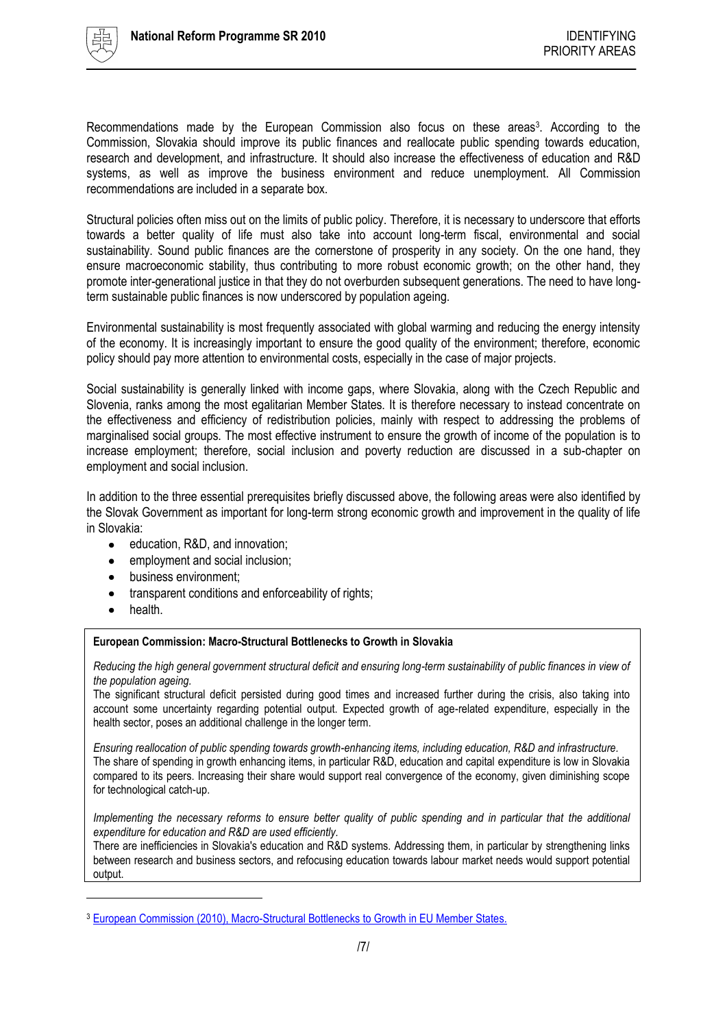Recommendations made by the European Commission also focus on these areas[3]. According to the Commission, Slovakia should improve its public finances and reallocate public spending towards education, research and development, and infrastructure. It should also increase the effectiveness of education and R&D systems, as well as improve the business environment and reduce unemployment. All Commission recommendations are included in a separate box.

Structural policies often miss out on the limits of public policy. Therefore, it is necessary to underscore that efforts towards a better quality of life must also take into account long-term fiscal, environmental and social sustainability. Sound public finances are the cornerstone of prosperity in any society. On the one hand, they ensure macroeconomic stability, thus contributing to more robust economic growth; on the other hand, they promote inter-generational justice in that they do not overburden subsequent generations. The need to have long-term sustainable public finances is now underscored by population ageing.

Environmental sustainability is most frequently associated with global warming and reducing the energy intensity of the economy. It is increasingly important to ensure the good quality of the environment; therefore, economic policy should pay more attention to environmental costs, especially in the case of major projects.

Social sustainability is generally linked with income gaps, where Slovakia, along with the Czech Republic and Slovenia, ranks among the most egalitarian Member States. It is therefore necessary to instead concentrate on the effectiveness and efficiency of redistribution policies, mainly with respect to addressing the problems of marginalised social groups. The most effective instrument to ensure the growth of income of the population is to increase employment; therefore, social inclusion and poverty reduction are discussed in a sub-chapter on employment and social inclusion.

In addition to the three essential prerequisites briefly discussed above, the following areas were also identified by the Slovak Government as important for long-term strong economic growth and improvement in the quality of life in Slovakia:

- education, R&D, and innovation;
- employment and social inclusion;
- business environment;
- transparent conditions and enforceability of rights;
- health.

**European Commission: Macro-Structural Bottlenecks to Growth in Slovakia**

*Reducing the high general government structural deficit and ensuring long-term sustainability of public finances in view of the population ageing.*

The significant structural deficit persisted during good times and increased further during the crisis, also taking into account some uncertainty regarding potential output. Expected growth of age-related expenditure, especially in the health sector, poses an additional challenge in the longer term.

*Ensuring reallocation of public spending towards growth-enhancing items, including education, R&D and infrastructure.*

The share of spending in growth enhancing items, in particular R&D, education and capital expenditure is low in Slovakia compared to its peers. Increasing their share would support real convergence of the economy, given diminishing scope for technological catch-up.

*Implementing the necessary reforms to ensure better quality of public spending and in particular that the additional expenditure for education and R&D are used efficiently.*

There are inefficiencies in Slovakia's education and R&D systems. Addressing them, in particular by strengthening links between research and business sectors, and refocusing education towards labour market needs would support potential output.

---

[3] European Commission (2010), Macro-Structural Bottlenecks to Growth in EU Member States.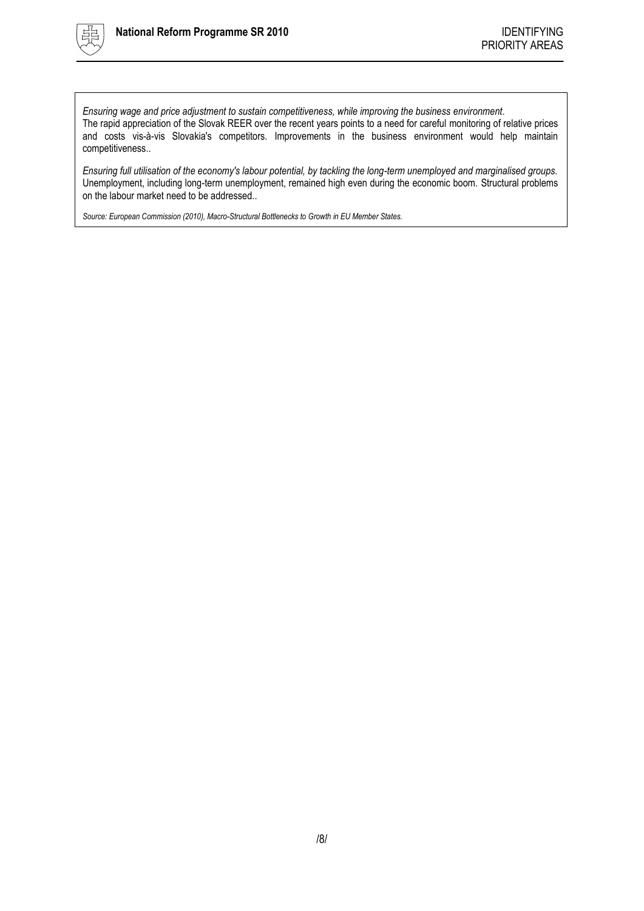*Ensuring wage and price adjustment to sustain competitiveness, while improving the business environment*.
The rapid appreciation of the Slovak REER over the recent years points to a need for careful monitoring of relative prices and costs vis-à-vis Slovakia's competitors. Improvements in the business environment would help maintain competitiveness..

*Ensuring full utilisation of the economy's labour potential, by tackling the long-term unemployed and marginalised groups.*
Unemployment, including long-term unemployment, remained high even during the economic boom. Structural problems on the labour market need to be addressed..

*Source: European Commission (2010), Macro-Structural Bottlenecks to Growth in EU Member States.*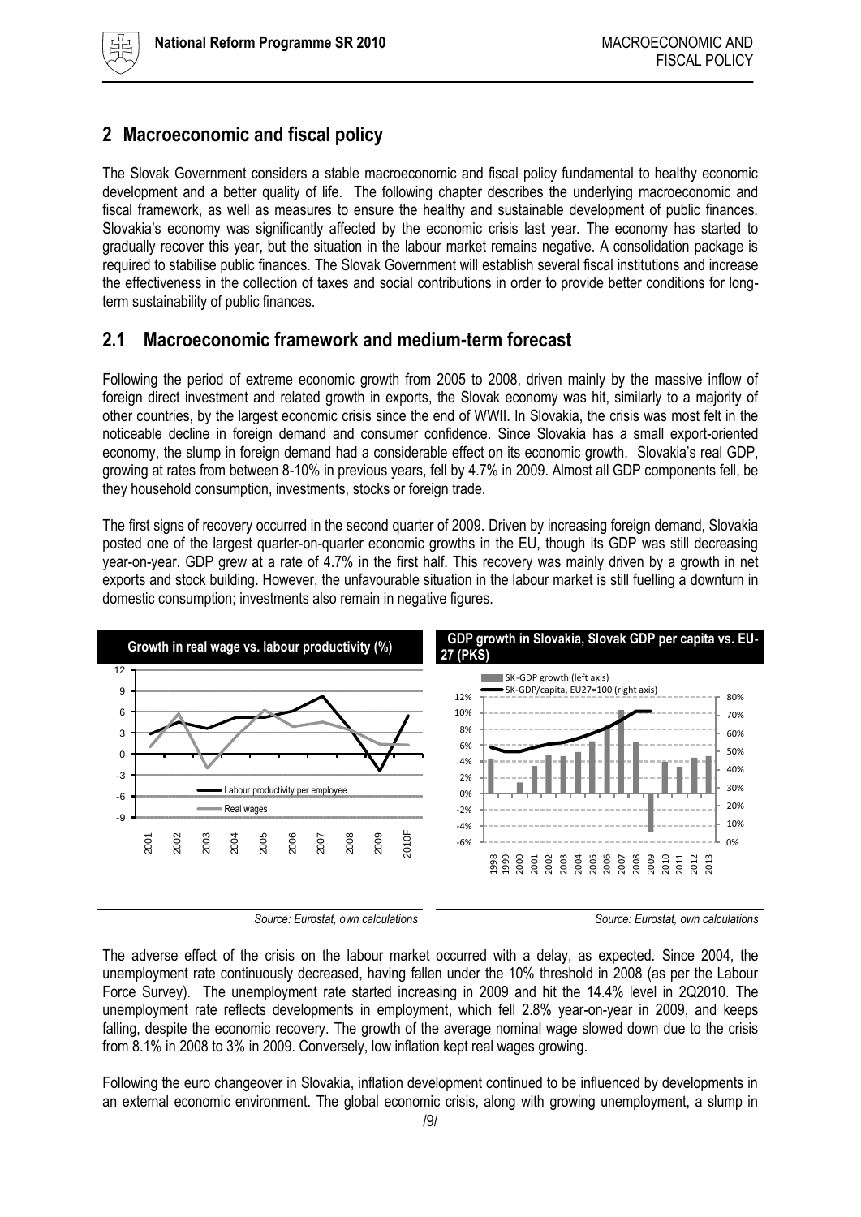## 2 Macroeconomic and fiscal policy

The Slovak Government considers a stable macroeconomic and fiscal policy fundamental to healthy economic development and a better quality of life. The following chapter describes the underlying macroeconomic and fiscal framework, as well as measures to ensure the healthy and sustainable development of public finances. Slovakia's economy was significantly affected by the economic crisis last year. The economy has started to gradually recover this year, but the situation in the labour market remains negative. A consolidation package is required to stabilise public finances. The Slovak Government will establish several fiscal institutions and increase the effectiveness in the collection of taxes and social contributions in order to provide better conditions for long-term sustainability of public finances.

## 2.1 Macroeconomic framework and medium-term forecast

Following the period of extreme economic growth from 2005 to 2008, driven mainly by the massive inflow of foreign direct investment and related growth in exports, the Slovak economy was hit, similarly to a majority of other countries, by the largest economic crisis since the end of WWII. In Slovakia, the crisis was most felt in the noticeable decline in foreign demand and consumer confidence. Since Slovakia has a small export-oriented economy, the slump in foreign demand had a considerable effect on its economic growth. Slovakia's real GDP, growing at rates from between 8-10% in previous years, fell by 4.7% in 2009. Almost all GDP components fell, be they household consumption, investments, stocks or foreign trade.

The first signs of recovery occurred in the second quarter of 2009. Driven by increasing foreign demand, Slovakia posted one of the largest quarter-on-quarter economic growths in the EU, though its GDP was still decreasing year-on-year. GDP grew at a rate of 4.7% in the first half. This recovery was mainly driven by a growth in net exports and stock building. However, the unfavourable situation in the labour market is still fuelling a downturn in domestic consumption; investments also remain in negative figures.

**Growth in real wage vs. labour productivity (%)**

*Source: Eurostat, own calculations*

**GDP growth in Slovakia, Slovak GDP per capita vs. EU-27 (PKS)**

*Source: Eurostat, own calculations*

The adverse effect of the crisis on the labour market occurred with a delay, as expected. Since 2004, the unemployment rate continuously decreased, having fallen under the 10% threshold in 2008 (as per the Labour Force Survey). The unemployment rate started increasing in 2009 and hit the 14.4% level in 2Q2010. The unemployment rate reflects developments in employment, which fell 2.8% year-on-year in 2009, and keeps falling, despite the economic recovery. The growth of the average nominal wage slowed down due to the crisis from 8.1% in 2008 to 3% in 2009. Conversely, low inflation kept real wages growing.

Following the euro changeover in Slovakia, inflation development continued to be influenced by developments in an external economic environment. The global economic crisis, along with growing unemployment, a slump in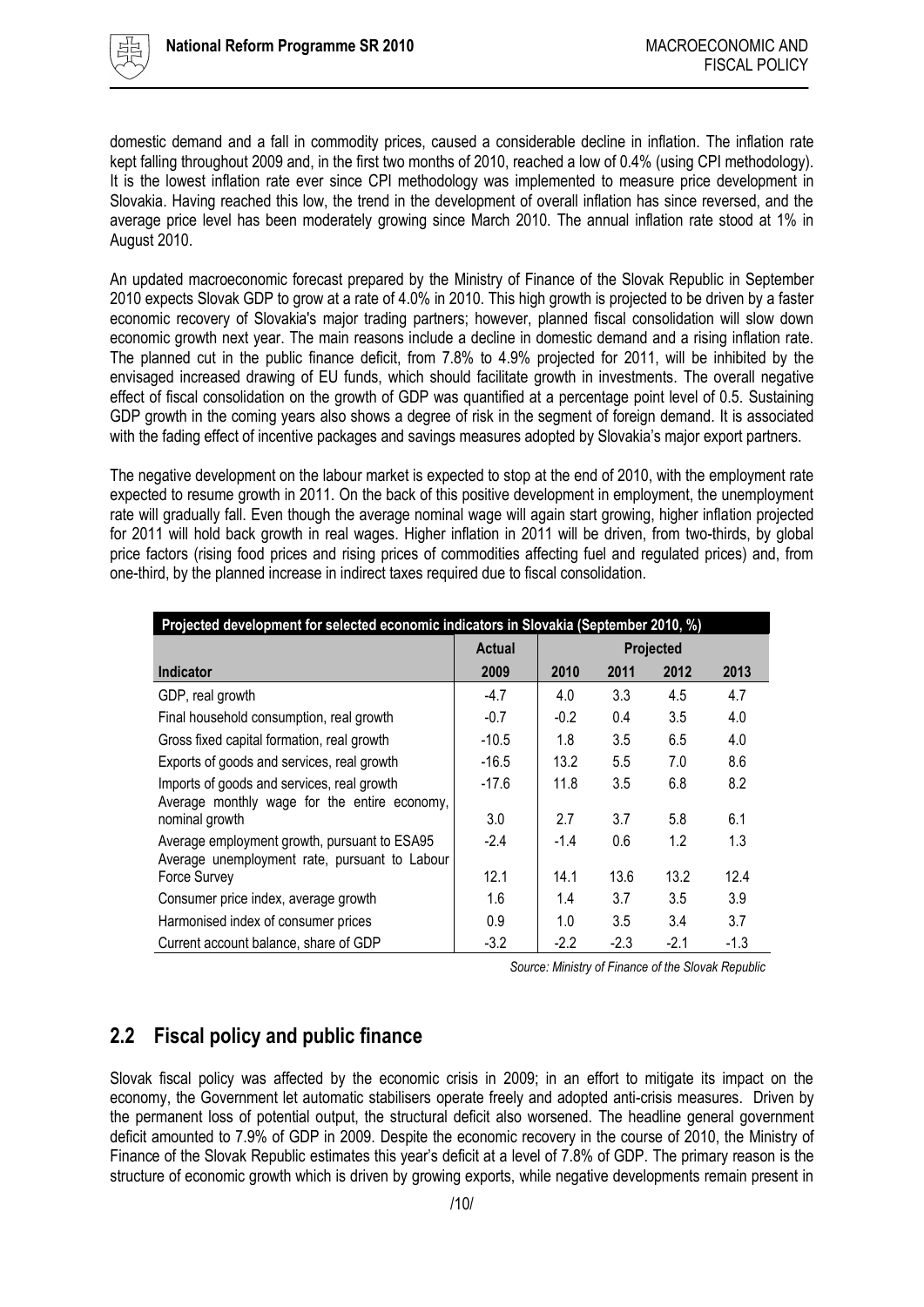domestic demand and a fall in commodity prices, caused a considerable decline in inflation. The inflation rate kept falling throughout 2009 and, in the first two months of 2010, reached a low of 0.4% (using CPI methodology). It is the lowest inflation rate ever since CPI methodology was implemented to measure price development in Slovakia. Having reached this low, the trend in the development of overall inflation has since reversed, and the average price level has been moderately growing since March 2010. The annual inflation rate stood at 1% in August 2010.

An updated macroeconomic forecast prepared by the Ministry of Finance of the Slovak Republic in September 2010 expects Slovak GDP to grow at a rate of 4.0% in 2010. This high growth is projected to be driven by a faster economic recovery of Slovakia's major trading partners; however, planned fiscal consolidation will slow down economic growth next year. The main reasons include a decline in domestic demand and a rising inflation rate. The planned cut in the public finance deficit, from 7.8% to 4.9% projected for 2011, will be inhibited by the envisaged increased drawing of EU funds, which should facilitate growth in investments. The overall negative effect of fiscal consolidation on the growth of GDP was quantified at a percentage point level of 0.5. Sustaining GDP growth in the coming years also shows a degree of risk in the segment of foreign demand. It is associated with the fading effect of incentive packages and savings measures adopted by Slovakia's major export partners.

The negative development on the labour market is expected to stop at the end of 2010, with the employment rate expected to resume growth in 2011. On the back of this positive development in employment, the unemployment rate will gradually fall. Even though the average nominal wage will again start growing, higher inflation projected for 2011 will hold back growth in real wages. Higher inflation in 2011 will be driven, from two-thirds, by global price factors (rising food prices and rising prices of commodities affecting fuel and regulated prices) and, from one-third, by the planned increase in indirect taxes required due to fiscal consolidation.

**Projected development for selected economic indicators in Slovakia (September 2010, %)**

| | Actual | Projected | | | |
|---|---|---|---|---|---|
| **Indicator** | **2009** | **2010** | **2011** | **2012** | **2013** |
| GDP, real growth | -4.7 | 4.0 | 3.3 | 4.5 | 4.7 |
| Final household consumption, real growth | -0.7 | -0.2 | 0.4 | 3.5 | 4.0 |
| Gross fixed capital formation, real growth | -10.5 | 1.8 | 3.5 | 6.5 | 4.0 |
| Exports of goods and services, real growth | -16.5 | 13.2 | 5.5 | 7.0 | 8.6 |
| Imports of goods and services, real growth | -17.6 | 11.8 | 3.5 | 6.8 | 8.2 |
| Average monthly wage for the entire economy, nominal growth | 3.0 | 2.7 | 3.7 | 5.8 | 6.1 |
| Average employment growth, pursuant to ESA95 | -2.4 | -1.4 | 0.6 | 1.2 | 1.3 |
| Average unemployment rate, pursuant to Labour Force Survey | 12.1 | 14.1 | 13.6 | 13.2 | 12.4 |
| Consumer price index, average growth | 1.6 | 1.4 | 3.7 | 3.5 | 3.9 |
| Harmonised index of consumer prices | 0.9 | 1.0 | 3.5 | 3.4 | 3.7 |
| Current account balance, share of GDP | -3.2 | -2.2 | -2.3 | -2.1 | -1.3 |

*Source: Ministry of Finance of the Slovak Republic*

## 2.2 Fiscal policy and public finance

Slovak fiscal policy was affected by the economic crisis in 2009; in an effort to mitigate its impact on the economy, the Government let automatic stabilisers operate freely and adopted anti-crisis measures. Driven by the permanent loss of potential output, the structural deficit also worsened. The headline general government deficit amounted to 7.9% of GDP in 2009. Despite the economic recovery in the course of 2010, the Ministry of Finance of the Slovak Republic estimates this year's deficit at a level of 7.8% of GDP. The primary reason is the structure of economic growth which is driven by growing exports, while negative developments remain present in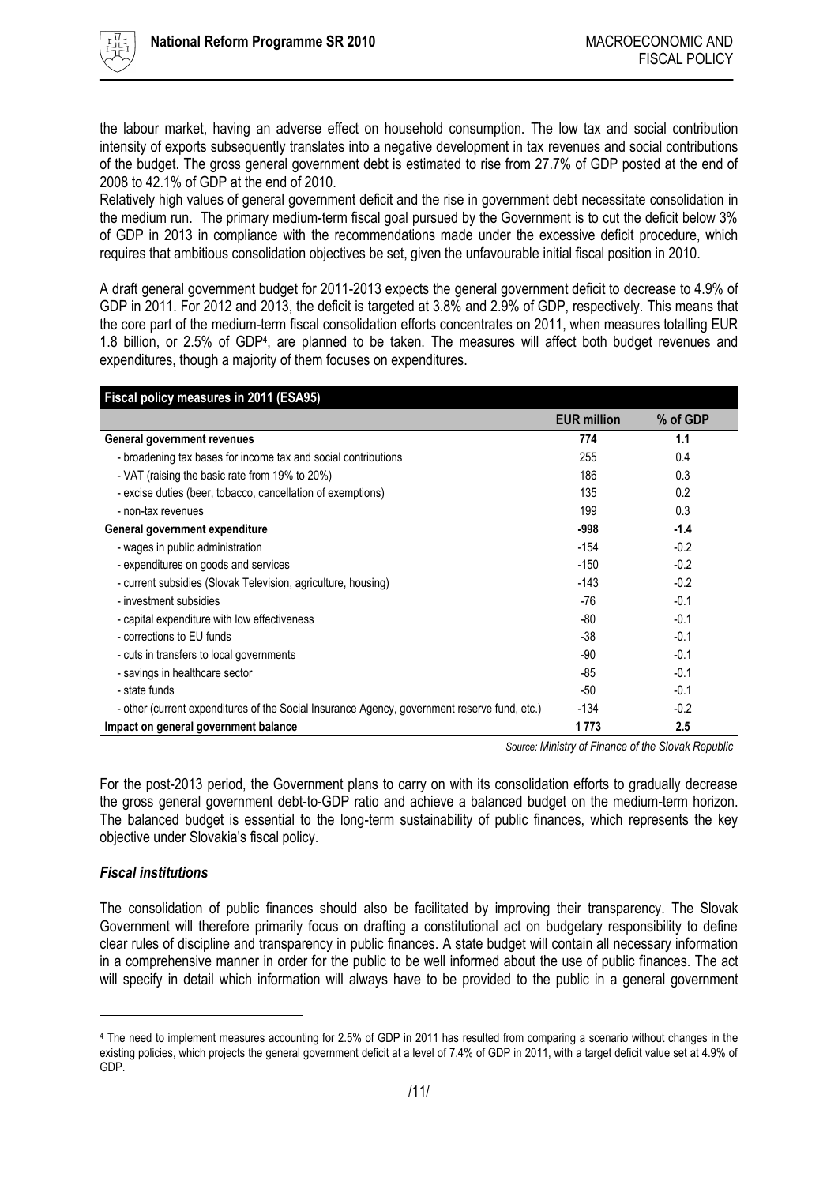the labour market, having an adverse effect on household consumption. The low tax and social contribution intensity of exports subsequently translates into a negative development in tax revenues and social contributions of the budget. The gross general government debt is estimated to rise from 27.7% of GDP posted at the end of 2008 to 42.1% of GDP at the end of 2010.

Relatively high values of general government deficit and the rise in government debt necessitate consolidation in the medium run. The primary medium-term fiscal goal pursued by the Government is to cut the deficit below 3% of GDP in 2013 in compliance with the recommendations made under the excessive deficit procedure, which requires that ambitious consolidation objectives be set, given the unfavourable initial fiscal position in 2010.

A draft general government budget for 2011-2013 expects the general government deficit to decrease to 4.9% of GDP in 2011. For 2012 and 2013, the deficit is targeted at 3.8% and 2.9% of GDP, respectively. This means that the core part of the medium-term fiscal consolidation efforts concentrates on 2011, when measures totalling EUR 1.8 billion, or 2.5% of GDP[4], are planned to be taken. The measures will affect both budget revenues and expenditures, though a majority of them focuses on expenditures.

| Fiscal policy measures in 2011 (ESA95) | EUR million | % of GDP |
|---|---|---|
| **General government revenues** | **774** | **1.1** |
| - broadening tax bases for income tax and social contributions | 255 | 0.4 |
| - VAT (raising the basic rate from 19% to 20%) | 186 | 0.3 |
| - excise duties (beer, tobacco, cancellation of exemptions) | 135 | 0.2 |
| - non-tax revenues | 199 | 0.3 |
| **General government expenditure** | **-998** | **-1.4** |
| - wages in public administration | -154 | -0.2 |
| - expenditures on goods and services | -150 | -0.2 |
| - current subsidies (Slovak Television, agriculture, housing) | -143 | -0.2 |
| - investment subsidies | -76 | -0.1 |
| - capital expenditure with low effectiveness | -80 | -0.1 |
| - corrections to EU funds | -38 | -0.1 |
| - cuts in transfers to local governments | -90 | -0.1 |
| - savings in healthcare sector | -85 | -0.1 |
| - state funds | -50 | -0.1 |
| - other (current expenditures of the Social Insurance Agency, government reserve fund, etc.) | -134 | -0.2 |
| **Impact on general government balance** | **1 773** | **2.5** |

*Source: Ministry of Finance of the Slovak Republic*

For the post-2013 period, the Government plans to carry on with its consolidation efforts to gradually decrease the gross general government debt-to-GDP ratio and achieve a balanced budget on the medium-term horizon. The balanced budget is essential to the long-term sustainability of public finances, which represents the key objective under Slovakia's fiscal policy.

### *Fiscal institutions*

The consolidation of public finances should also be facilitated by improving their transparency. The Slovak Government will therefore primarily focus on drafting a constitutional act on budgetary responsibility to define clear rules of discipline and transparency in public finances. A state budget will contain all necessary information in a comprehensive manner in order for the public to be well informed about the use of public finances. The act will specify in detail which information will always have to be provided to the public in a general government

---

[4] The need to implement measures accounting for 2.5% of GDP in 2011 has resulted from comparing a scenario without changes in the existing policies, which projects the general government deficit at a level of 7.4% of GDP in 2011, with a target deficit value set at 4.9% of GDP.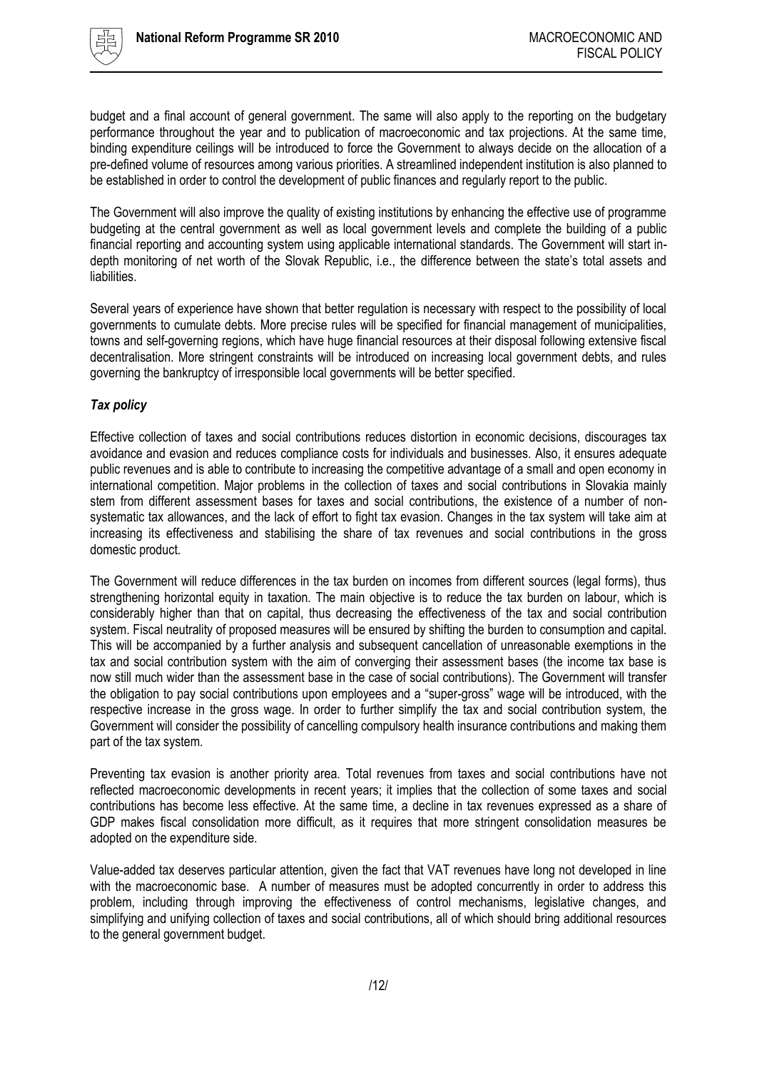budget and a final account of general government. The same will also apply to the reporting on the budgetary performance throughout the year and to publication of macroeconomic and tax projections. At the same time, binding expenditure ceilings will be introduced to force the Government to always decide on the allocation of a pre-defined volume of resources among various priorities. A streamlined independent institution is also planned to be established in order to control the development of public finances and regularly report to the public.

The Government will also improve the quality of existing institutions by enhancing the effective use of programme budgeting at the central government as well as local government levels and complete the building of a public financial reporting and accounting system using applicable international standards. The Government will start in-depth monitoring of net worth of the Slovak Republic, i.e., the difference between the state's total assets and liabilities.

Several years of experience have shown that better regulation is necessary with respect to the possibility of local governments to cumulate debts. More precise rules will be specified for financial management of municipalities, towns and self-governing regions, which have huge financial resources at their disposal following extensive fiscal decentralisation. More stringent constraints will be introduced on increasing local government debts, and rules governing the bankruptcy of irresponsible local governments will be better specified.

***Tax policy***

Effective collection of taxes and social contributions reduces distortion in economic decisions, discourages tax avoidance and evasion and reduces compliance costs for individuals and businesses. Also, it ensures adequate public revenues and is able to contribute to increasing the competitive advantage of a small and open economy in international competition. Major problems in the collection of taxes and social contributions in Slovakia mainly stem from different assessment bases for taxes and social contributions, the existence of a number of non-systematic tax allowances, and the lack of effort to fight tax evasion. Changes in the tax system will take aim at increasing its effectiveness and stabilising the share of tax revenues and social contributions in the gross domestic product.

The Government will reduce differences in the tax burden on incomes from different sources (legal forms), thus strengthening horizontal equity in taxation. The main objective is to reduce the tax burden on labour, which is considerably higher than that on capital, thus decreasing the effectiveness of the tax and social contribution system. Fiscal neutrality of proposed measures will be ensured by shifting the burden to consumption and capital. This will be accompanied by a further analysis and subsequent cancellation of unreasonable exemptions in the tax and social contribution system with the aim of converging their assessment bases (the income tax base is now still much wider than the assessment base in the case of social contributions). The Government will transfer the obligation to pay social contributions upon employees and a "super-gross" wage will be introduced, with the respective increase in the gross wage. In order to further simplify the tax and social contribution system, the Government will consider the possibility of cancelling compulsory health insurance contributions and making them part of the tax system.

Preventing tax evasion is another priority area. Total revenues from taxes and social contributions have not reflected macroeconomic developments in recent years; it implies that the collection of some taxes and social contributions has become less effective. At the same time, a decline in tax revenues expressed as a share of GDP makes fiscal consolidation more difficult, as it requires that more stringent consolidation measures be adopted on the expenditure side.

Value-added tax deserves particular attention, given the fact that VAT revenues have long not developed in line with the macroeconomic base. A number of measures must be adopted concurrently in order to address this problem, including through improving the effectiveness of control mechanisms, legislative changes, and simplifying and unifying collection of taxes and social contributions, all of which should bring additional resources to the general government budget.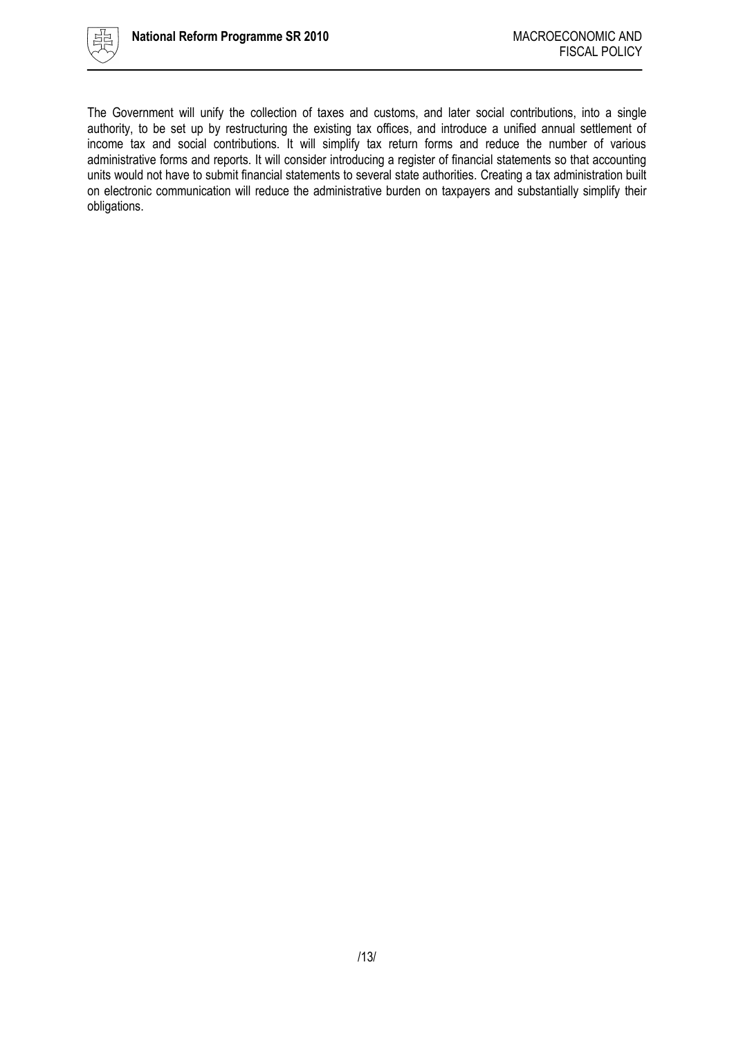The Government will unify the collection of taxes and customs, and later social contributions, into a single authority, to be set up by restructuring the existing tax offices, and introduce a unified annual settlement of income tax and social contributions. It will simplify tax return forms and reduce the number of various administrative forms and reports. It will consider introducing a register of financial statements so that accounting units would not have to submit financial statements to several state authorities. Creating a tax administration built on electronic communication will reduce the administrative burden on taxpayers and substantially simplify their obligations.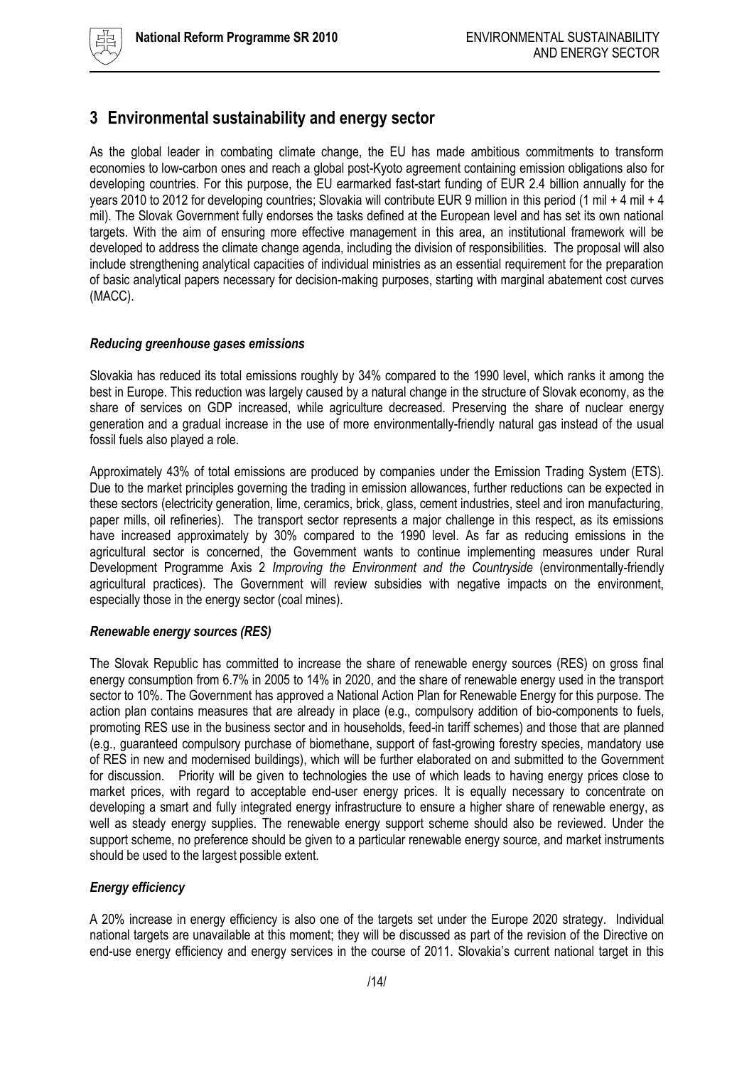# 3 Environmental sustainability and energy sector

As the global leader in combating climate change, the EU has made ambitious commitments to transform economies to low-carbon ones and reach a global post-Kyoto agreement containing emission obligations also for developing countries. For this purpose, the EU earmarked fast-start funding of EUR 2.4 billion annually for the years 2010 to 2012 for developing countries; Slovakia will contribute EUR 9 million in this period (1 mil + 4 mil + 4 mil). The Slovak Government fully endorses the tasks defined at the European level and has set its own national targets. With the aim of ensuring more effective management in this area, an institutional framework will be developed to address the climate change agenda, including the division of responsibilities. The proposal will also include strengthening analytical capacities of individual ministries as an essential requirement for the preparation of basic analytical papers necessary for decision-making purposes, starting with marginal abatement cost curves (MACC).

### *Reducing greenhouse gases emissions*

Slovakia has reduced its total emissions roughly by 34% compared to the 1990 level, which ranks it among the best in Europe. This reduction was largely caused by a natural change in the structure of Slovak economy, as the share of services on GDP increased, while agriculture decreased. Preserving the share of nuclear energy generation and a gradual increase in the use of more environmentally-friendly natural gas instead of the usual fossil fuels also played a role.

Approximately 43% of total emissions are produced by companies under the Emission Trading System (ETS). Due to the market principles governing the trading in emission allowances, further reductions can be expected in these sectors (electricity generation, lime, ceramics, brick, glass, cement industries, steel and iron manufacturing, paper mills, oil refineries). The transport sector represents a major challenge in this respect, as its emissions have increased approximately by 30% compared to the 1990 level. As far as reducing emissions in the agricultural sector is concerned, the Government wants to continue implementing measures under Rural Development Programme Axis 2 *Improving the Environment and the Countryside* (environmentally-friendly agricultural practices). The Government will review subsidies with negative impacts on the environment, especially those in the energy sector (coal mines).

### *Renewable energy sources (RES)*

The Slovak Republic has committed to increase the share of renewable energy sources (RES) on gross final energy consumption from 6.7% in 2005 to 14% in 2020, and the share of renewable energy used in the transport sector to 10%. The Government has approved a National Action Plan for Renewable Energy for this purpose. The action plan contains measures that are already in place (e.g., compulsory addition of bio-components to fuels, promoting RES use in the business sector and in households, feed-in tariff schemes) and those that are planned (e.g., guaranteed compulsory purchase of biomethane, support of fast-growing forestry species, mandatory use of RES in new and modernised buildings), which will be further elaborated on and submitted to the Government for discussion. Priority will be given to technologies the use of which leads to having energy prices close to market prices, with regard to acceptable end-user energy prices. It is equally necessary to concentrate on developing a smart and fully integrated energy infrastructure to ensure a higher share of renewable energy, as well as steady energy supplies. The renewable energy support scheme should also be reviewed. Under the support scheme, no preference should be given to a particular renewable energy source, and market instruments should be used to the largest possible extent.

### *Energy efficiency*

A 20% increase in energy efficiency is also one of the targets set under the Europe 2020 strategy. Individual national targets are unavailable at this moment; they will be discussed as part of the revision of the Directive on end-use energy efficiency and energy services in the course of 2011. Slovakia's current national target in this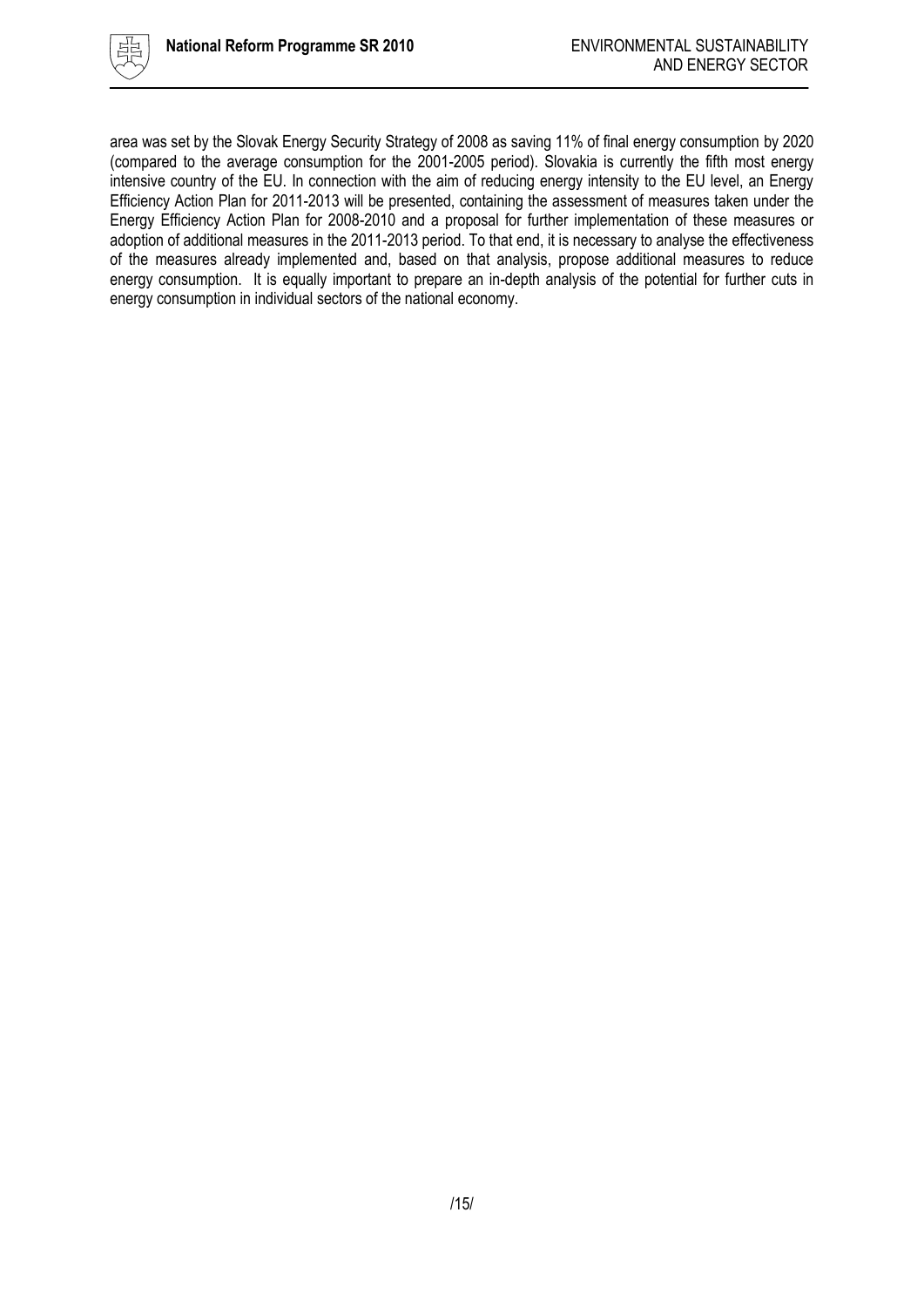area was set by the Slovak Energy Security Strategy of 2008 as saving 11% of final energy consumption by 2020 (compared to the average consumption for the 2001-2005 period). Slovakia is currently the fifth most energy intensive country of the EU. In connection with the aim of reducing energy intensity to the EU level, an Energy Efficiency Action Plan for 2011-2013 will be presented, containing the assessment of measures taken under the Energy Efficiency Action Plan for 2008-2010 and a proposal for further implementation of these measures or adoption of additional measures in the 2011-2013 period. To that end, it is necessary to analyse the effectiveness of the measures already implemented and, based on that analysis, propose additional measures to reduce energy consumption. It is equally important to prepare an in-depth analysis of the potential for further cuts in energy consumption in individual sectors of the national economy.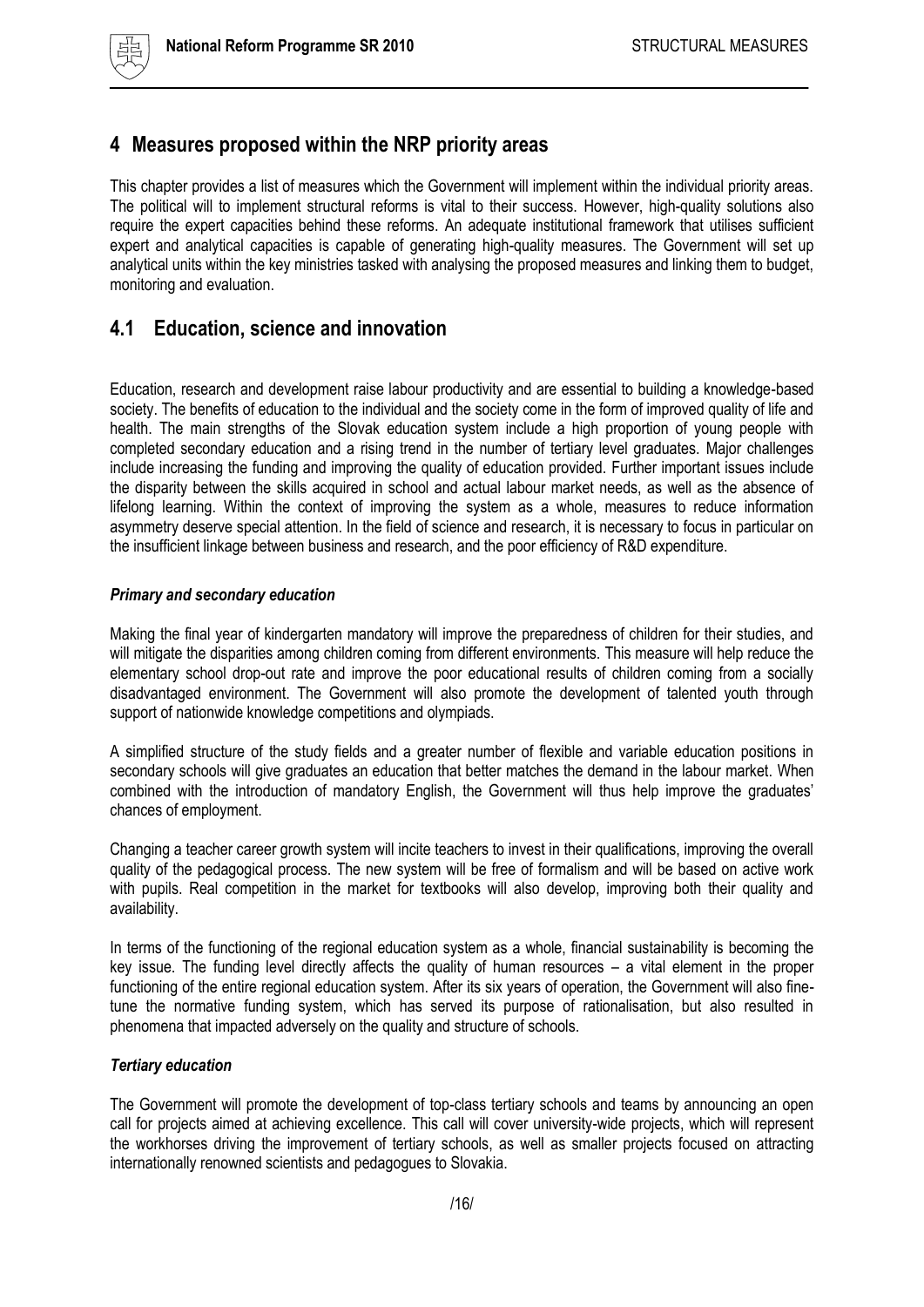# 4 Measures proposed within the NRP priority areas

This chapter provides a list of measures which the Government will implement within the individual priority areas. The political will to implement structural reforms is vital to their success. However, high-quality solutions also require the expert capacities behind these reforms. An adequate institutional framework that utilises sufficient expert and analytical capacities is capable of generating high-quality measures. The Government will set up analytical units within the key ministries tasked with analysing the proposed measures and linking them to budget, monitoring and evaluation.

## 4.1 Education, science and innovation

Education, research and development raise labour productivity and are essential to building a knowledge-based society. The benefits of education to the individual and the society come in the form of improved quality of life and health. The main strengths of the Slovak education system include a high proportion of young people with completed secondary education and a rising trend in the number of tertiary level graduates. Major challenges include increasing the funding and improving the quality of education provided. Further important issues include the disparity between the skills acquired in school and actual labour market needs, as well as the absence of lifelong learning. Within the context of improving the system as a whole, measures to reduce information asymmetry deserve special attention. In the field of science and research, it is necessary to focus in particular on the insufficient linkage between business and research, and the poor efficiency of R&D expenditure.

***Primary and secondary education***

Making the final year of kindergarten mandatory will improve the preparedness of children for their studies, and will mitigate the disparities among children coming from different environments. This measure will help reduce the elementary school drop-out rate and improve the poor educational results of children coming from a socially disadvantaged environment. The Government will also promote the development of talented youth through support of nationwide knowledge competitions and olympiads.

A simplified structure of the study fields and a greater number of flexible and variable education positions in secondary schools will give graduates an education that better matches the demand in the labour market. When combined with the introduction of mandatory English, the Government will thus help improve the graduates' chances of employment.

Changing a teacher career growth system will incite teachers to invest in their qualifications, improving the overall quality of the pedagogical process. The new system will be free of formalism and will be based on active work with pupils. Real competition in the market for textbooks will also develop, improving both their quality and availability.

In terms of the functioning of the regional education system as a whole, financial sustainability is becoming the key issue. The funding level directly affects the quality of human resources – a vital element in the proper functioning of the entire regional education system. After its six years of operation, the Government will also fine-tune the normative funding system, which has served its purpose of rationalisation, but also resulted in phenomena that impacted adversely on the quality and structure of schools.

***Tertiary education***

The Government will promote the development of top-class tertiary schools and teams by announcing an open call for projects aimed at achieving excellence. This call will cover university-wide projects, which will represent the workhorses driving the improvement of tertiary schools, as well as smaller projects focused on attracting internationally renowned scientists and pedagogues to Slovakia.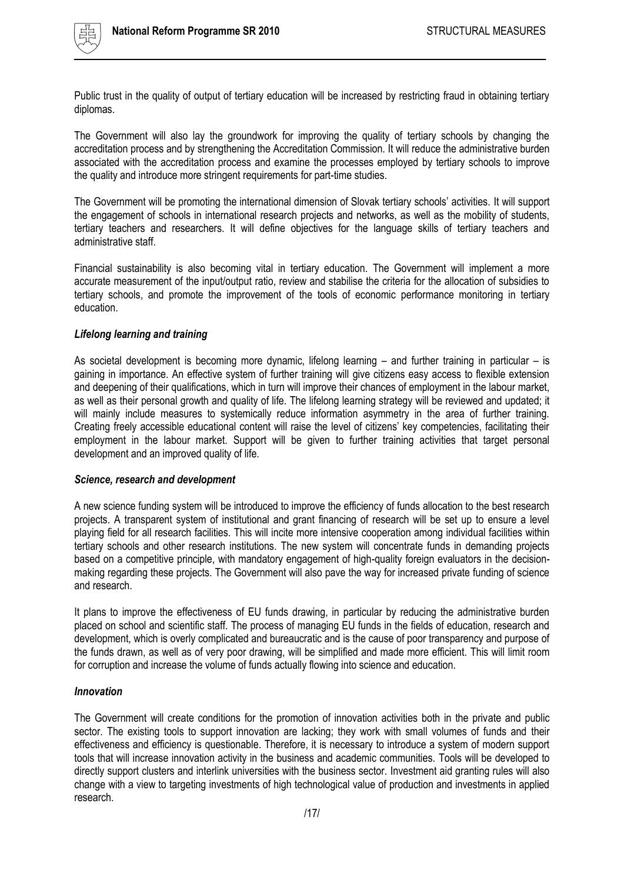Public trust in the quality of output of tertiary education will be increased by restricting fraud in obtaining tertiary diplomas.

The Government will also lay the groundwork for improving the quality of tertiary schools by changing the accreditation process and by strengthening the Accreditation Commission. It will reduce the administrative burden associated with the accreditation process and examine the processes employed by tertiary schools to improve the quality and introduce more stringent requirements for part-time studies.

The Government will be promoting the international dimension of Slovak tertiary schools' activities. It will support the engagement of schools in international research projects and networks, as well as the mobility of students, tertiary teachers and researchers. It will define objectives for the language skills of tertiary teachers and administrative staff.

Financial sustainability is also becoming vital in tertiary education. The Government will implement a more accurate measurement of the input/output ratio, review and stabilise the criteria for the allocation of subsidies to tertiary schools, and promote the improvement of the tools of economic performance monitoring in tertiary education.

***Lifelong learning and training***

As societal development is becoming more dynamic, lifelong learning – and further training in particular – is gaining in importance. An effective system of further training will give citizens easy access to flexible extension and deepening of their qualifications, which in turn will improve their chances of employment in the labour market, as well as their personal growth and quality of life. The lifelong learning strategy will be reviewed and updated; it will mainly include measures to systemically reduce information asymmetry in the area of further training. Creating freely accessible educational content will raise the level of citizens' key competencies, facilitating their employment in the labour market. Support will be given to further training activities that target personal development and an improved quality of life.

***Science, research and development***

A new science funding system will be introduced to improve the efficiency of funds allocation to the best research projects. A transparent system of institutional and grant financing of research will be set up to ensure a level playing field for all research facilities. This will incite more intensive cooperation among individual facilities within tertiary schools and other research institutions. The new system will concentrate funds in demanding projects based on a competitive principle, with mandatory engagement of high-quality foreign evaluators in the decision-making regarding these projects. The Government will also pave the way for increased private funding of science and research.

It plans to improve the effectiveness of EU funds drawing, in particular by reducing the administrative burden placed on school and scientific staff. The process of managing EU funds in the fields of education, research and development, which is overly complicated and bureaucratic and is the cause of poor transparency and purpose of the funds drawn, as well as of very poor drawing, will be simplified and made more efficient. This will limit room for corruption and increase the volume of funds actually flowing into science and education.

***Innovation***

The Government will create conditions for the promotion of innovation activities both in the private and public sector. The existing tools to support innovation are lacking; they work with small volumes of funds and their effectiveness and efficiency is questionable. Therefore, it is necessary to introduce a system of modern support tools that will increase innovation activity in the business and academic communities. Tools will be developed to directly support clusters and interlink universities with the business sector. Investment aid granting rules will also change with a view to targeting investments of high technological value of production and investments in applied research.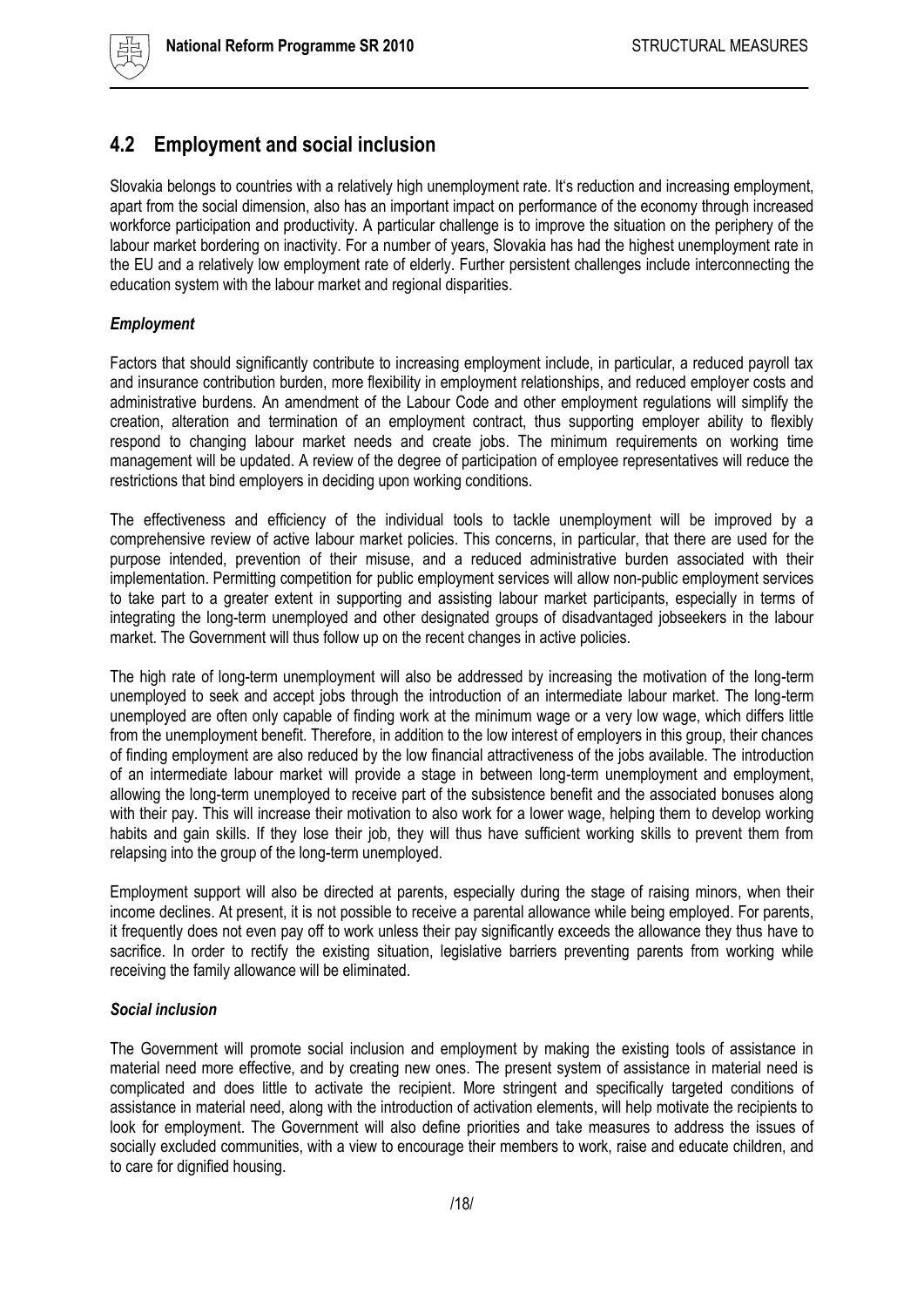## 4.2 Employment and social inclusion

Slovakia belongs to countries with a relatively high unemployment rate. It's reduction and increasing employment, apart from the social dimension, also has an important impact on performance of the economy through increased workforce participation and productivity. A particular challenge is to improve the situation on the periphery of the labour market bordering on inactivity. For a number of years, Slovakia has had the highest unemployment rate in the EU and a relatively low employment rate of elderly. Further persistent challenges include interconnecting the education system with the labour market and regional disparities.

### *Employment*

Factors that should significantly contribute to increasing employment include, in particular, a reduced payroll tax and insurance contribution burden, more flexibility in employment relationships, and reduced employer costs and administrative burdens. An amendment of the Labour Code and other employment regulations will simplify the creation, alteration and termination of an employment contract, thus supporting employer ability to flexibly respond to changing labour market needs and create jobs. The minimum requirements on working time management will be updated. A review of the degree of participation of employee representatives will reduce the restrictions that bind employers in deciding upon working conditions.

The effectiveness and efficiency of the individual tools to tackle unemployment will be improved by a comprehensive review of active labour market policies. This concerns, in particular, that there are used for the purpose intended, prevention of their misuse, and a reduced administrative burden associated with their implementation. Permitting competition for public employment services will allow non-public employment services to take part to a greater extent in supporting and assisting labour market participants, especially in terms of integrating the long-term unemployed and other designated groups of disadvantaged jobseekers in the labour market. The Government will thus follow up on the recent changes in active policies.

The high rate of long-term unemployment will also be addressed by increasing the motivation of the long-term unemployed to seek and accept jobs through the introduction of an intermediate labour market. The long-term unemployed are often only capable of finding work at the minimum wage or a very low wage, which differs little from the unemployment benefit. Therefore, in addition to the low interest of employers in this group, their chances of finding employment are also reduced by the low financial attractiveness of the jobs available. The introduction of an intermediate labour market will provide a stage in between long-term unemployment and employment, allowing the long-term unemployed to receive part of the subsistence benefit and the associated bonuses along with their pay. This will increase their motivation to also work for a lower wage, helping them to develop working habits and gain skills. If they lose their job, they will thus have sufficient working skills to prevent them from relapsing into the group of the long-term unemployed.

Employment support will also be directed at parents, especially during the stage of raising minors, when their income declines. At present, it is not possible to receive a parental allowance while being employed. For parents, it frequently does not even pay off to work unless their pay significantly exceeds the allowance they thus have to sacrifice. In order to rectify the existing situation, legislative barriers preventing parents from working while receiving the family allowance will be eliminated.

### *Social inclusion*

The Government will promote social inclusion and employment by making the existing tools of assistance in material need more effective, and by creating new ones. The present system of assistance in material need is complicated and does little to activate the recipient. More stringent and specifically targeted conditions of assistance in material need, along with the introduction of activation elements, will help motivate the recipients to look for employment. The Government will also define priorities and take measures to address the issues of socially excluded communities, with a view to encourage their members to work, raise and educate children, and to care for dignified housing.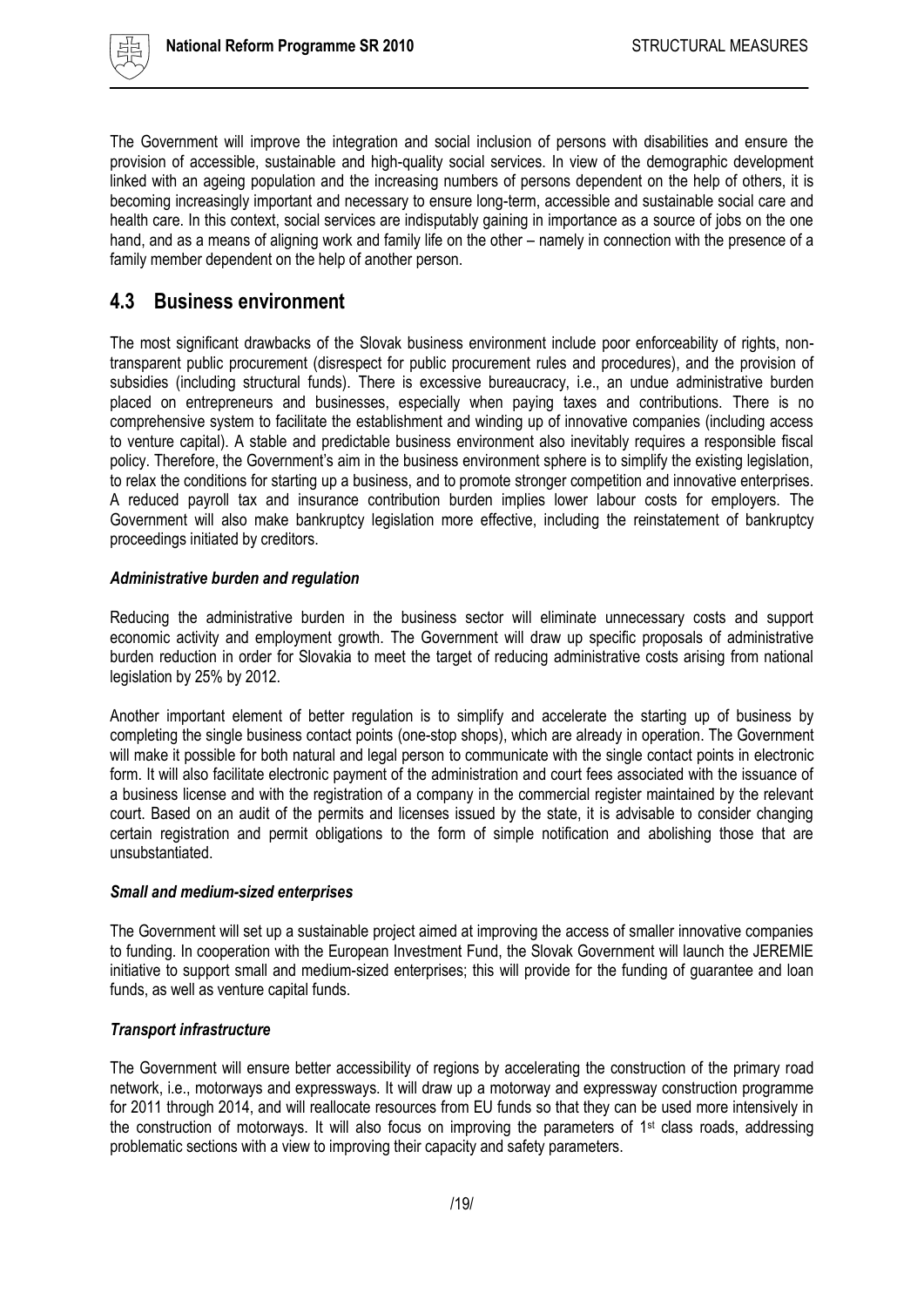The Government will improve the integration and social inclusion of persons with disabilities and ensure the provision of accessible, sustainable and high-quality social services. In view of the demographic development linked with an ageing population and the increasing numbers of persons dependent on the help of others, it is becoming increasingly important and necessary to ensure long-term, accessible and sustainable social care and health care. In this context, social services are indisputably gaining in importance as a source of jobs on the one hand, and as a means of aligning work and family life on the other – namely in connection with the presence of a family member dependent on the help of another person.

## 4.3 Business environment

The most significant drawbacks of the Slovak business environment include poor enforceability of rights, non-transparent public procurement (disrespect for public procurement rules and procedures), and the provision of subsidies (including structural funds). There is excessive bureaucracy, i.e., an undue administrative burden placed on entrepreneurs and businesses, especially when paying taxes and contributions. There is no comprehensive system to facilitate the establishment and winding up of innovative companies (including access to venture capital). A stable and predictable business environment also inevitably requires a responsible fiscal policy. Therefore, the Government's aim in the business environment sphere is to simplify the existing legislation, to relax the conditions for starting up a business, and to promote stronger competition and innovative enterprises. A reduced payroll tax and insurance contribution burden implies lower labour costs for employers. The Government will also make bankruptcy legislation more effective, including the reinstatement of bankruptcy proceedings initiated by creditors.

***Administrative burden and regulation***

Reducing the administrative burden in the business sector will eliminate unnecessary costs and support economic activity and employment growth. The Government will draw up specific proposals of administrative burden reduction in order for Slovakia to meet the target of reducing administrative costs arising from national legislation by 25% by 2012.

Another important element of better regulation is to simplify and accelerate the starting up of business by completing the single business contact points (one-stop shops), which are already in operation. The Government will make it possible for both natural and legal person to communicate with the single contact points in electronic form. It will also facilitate electronic payment of the administration and court fees associated with the issuance of a business license and with the registration of a company in the commercial register maintained by the relevant court. Based on an audit of the permits and licenses issued by the state, it is advisable to consider changing certain registration and permit obligations to the form of simple notification and abolishing those that are unsubstantiated.

***Small and medium-sized enterprises***

The Government will set up a sustainable project aimed at improving the access of smaller innovative companies to funding. In cooperation with the European Investment Fund, the Slovak Government will launch the JEREMIE initiative to support small and medium-sized enterprises; this will provide for the funding of guarantee and loan funds, as well as venture capital funds.

***Transport infrastructure***

The Government will ensure better accessibility of regions by accelerating the construction of the primary road network, i.e., motorways and expressways. It will draw up a motorway and expressway construction programme for 2011 through 2014, and will reallocate resources from EU funds so that they can be used more intensively in the construction of motorways. It will also focus on improving the parameters of 1st class roads, addressing problematic sections with a view to improving their capacity and safety parameters.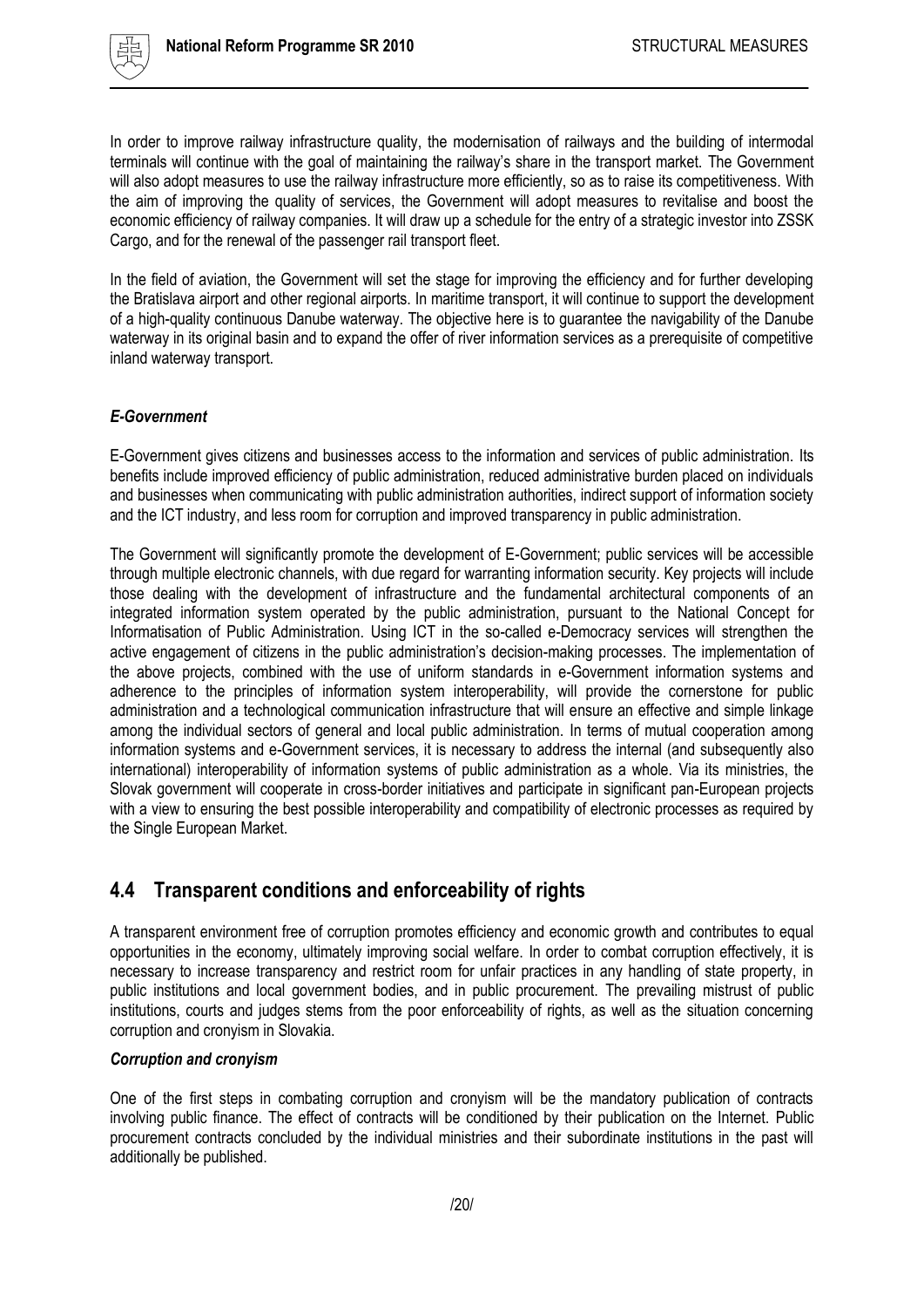In order to improve railway infrastructure quality, the modernisation of railways and the building of intermodal terminals will continue with the goal of maintaining the railway's share in the transport market. The Government will also adopt measures to use the railway infrastructure more efficiently, so as to raise its competitiveness. With the aim of improving the quality of services, the Government will adopt measures to revitalise and boost the economic efficiency of railway companies. It will draw up a schedule for the entry of a strategic investor into ZSSK Cargo, and for the renewal of the passenger rail transport fleet.

In the field of aviation, the Government will set the stage for improving the efficiency and for further developing the Bratislava airport and other regional airports. In maritime transport, it will continue to support the development of a high-quality continuous Danube waterway. The objective here is to guarantee the navigability of the Danube waterway in its original basin and to expand the offer of river information services as a prerequisite of competitive inland waterway transport.

### *E-Government*

E-Government gives citizens and businesses access to the information and services of public administration. Its benefits include improved efficiency of public administration, reduced administrative burden placed on individuals and businesses when communicating with public administration authorities, indirect support of information society and the ICT industry, and less room for corruption and improved transparency in public administration.

The Government will significantly promote the development of E-Government; public services will be accessible through multiple electronic channels, with due regard for warranting information security. Key projects will include those dealing with the development of infrastructure and the fundamental architectural components of an integrated information system operated by the public administration, pursuant to the National Concept for Informatisation of Public Administration. Using ICT in the so-called e-Democracy services will strengthen the active engagement of citizens in the public administration's decision-making processes. The implementation of the above projects, combined with the use of uniform standards in e-Government information systems and adherence to the principles of information system interoperability, will provide the cornerstone for public administration and a technological communication infrastructure that will ensure an effective and simple linkage among the individual sectors of general and local public administration. In terms of mutual cooperation among information systems and e-Government services, it is necessary to address the internal (and subsequently also international) interoperability of information systems of public administration as a whole. Via its ministries, the Slovak government will cooperate in cross-border initiatives and participate in significant pan-European projects with a view to ensuring the best possible interoperability and compatibility of electronic processes as required by the Single European Market.

## 4.4 Transparent conditions and enforceability of rights

A transparent environment free of corruption promotes efficiency and economic growth and contributes to equal opportunities in the economy, ultimately improving social welfare. In order to combat corruption effectively, it is necessary to increase transparency and restrict room for unfair practices in any handling of state property, in public institutions and local government bodies, and in public procurement. The prevailing mistrust of public institutions, courts and judges stems from the poor enforceability of rights, as well as the situation concerning corruption and cronyism in Slovakia.

### *Corruption and cronyism*

One of the first steps in combating corruption and cronyism will be the mandatory publication of contracts involving public finance. The effect of contracts will be conditioned by their publication on the Internet. Public procurement contracts concluded by the individual ministries and their subordinate institutions in the past will additionally be published.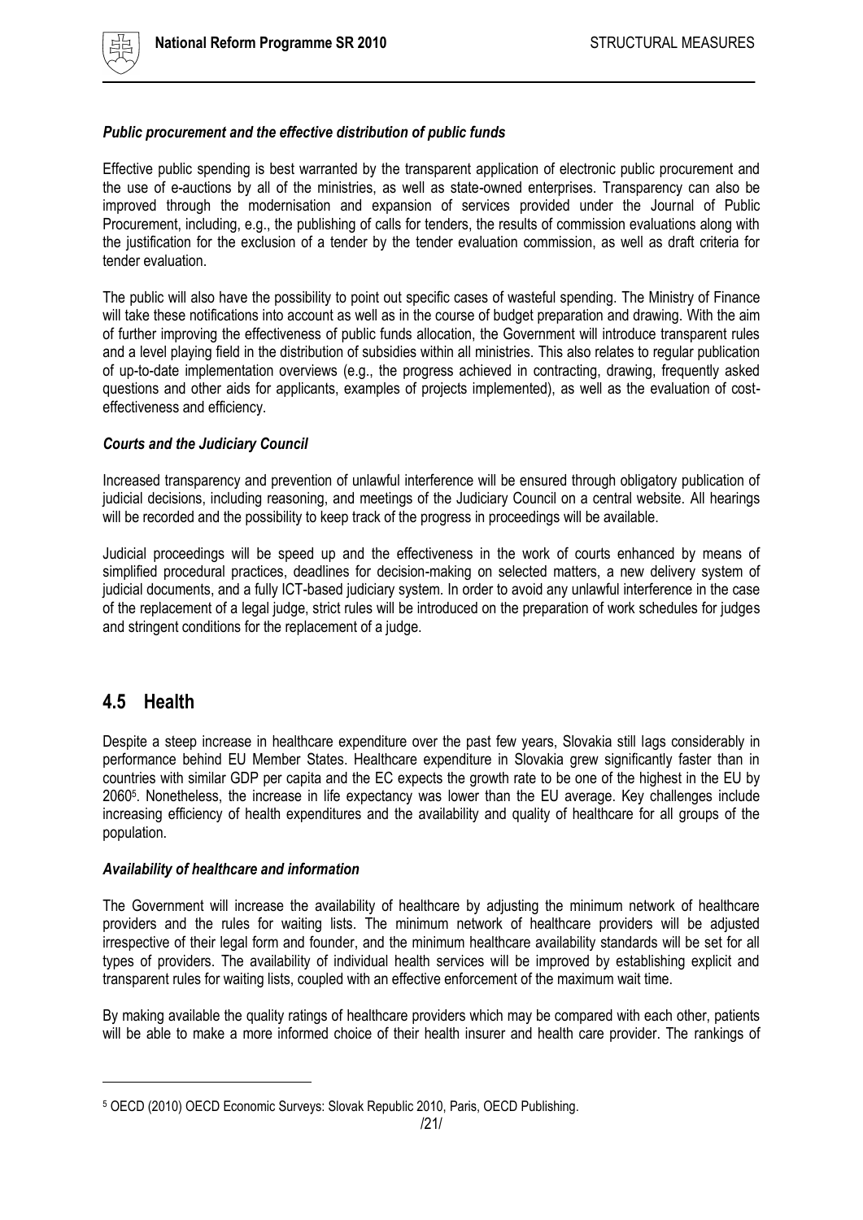***Public procurement and the effective distribution of public funds***

Effective public spending is best warranted by the transparent application of electronic public procurement and the use of e-auctions by all of the ministries, as well as state-owned enterprises. Transparency can also be improved through the modernisation and expansion of services provided under the Journal of Public Procurement, including, e.g., the publishing of calls for tenders, the results of commission evaluations along with the justification for the exclusion of a tender by the tender evaluation commission, as well as draft criteria for tender evaluation.

The public will also have the possibility to point out specific cases of wasteful spending. The Ministry of Finance will take these notifications into account as well as in the course of budget preparation and drawing. With the aim of further improving the effectiveness of public funds allocation, the Government will introduce transparent rules and a level playing field in the distribution of subsidies within all ministries. This also relates to regular publication of up-to-date implementation overviews (e.g., the progress achieved in contracting, drawing, frequently asked questions and other aids for applicants, examples of projects implemented), as well as the evaluation of cost-effectiveness and efficiency.

***Courts and the Judiciary Council***

Increased transparency and prevention of unlawful interference will be ensured through obligatory publication of judicial decisions, including reasoning, and meetings of the Judiciary Council on a central website. All hearings will be recorded and the possibility to keep track of the progress in proceedings will be available.

Judicial proceedings will be speed up and the effectiveness in the work of courts enhanced by means of simplified procedural practices, deadlines for decision-making on selected matters, a new delivery system of judicial documents, and a fully ICT-based judiciary system. In order to avoid any unlawful interference in the case of the replacement of a legal judge, strict rules will be introduced on the preparation of work schedules for judges and stringent conditions for the replacement of a judge.

## 4.5 Health

Despite a steep increase in healthcare expenditure over the past few years, Slovakia still lags considerably in performance behind EU Member States. Healthcare expenditure in Slovakia grew significantly faster than in countries with similar GDP per capita and the EC expects the growth rate to be one of the highest in the EU by 2060[5]. Nonetheless, the increase in life expectancy was lower than the EU average. Key challenges include increasing efficiency of health expenditures and the availability and quality of healthcare for all groups of the population.

***Availability of healthcare and information***

The Government will increase the availability of healthcare by adjusting the minimum network of healthcare providers and the rules for waiting lists. The minimum network of healthcare providers will be adjusted irrespective of their legal form and founder, and the minimum healthcare availability standards will be set for all types of providers. The availability of individual health services will be improved by establishing explicit and transparent rules for waiting lists, coupled with an effective enforcement of the maximum wait time.

By making available the quality ratings of healthcare providers which may be compared with each other, patients will be able to make a more informed choice of their health insurer and health care provider. The rankings of

[5] OECD (2010) OECD Economic Surveys: Slovak Republic 2010, Paris, OECD Publishing.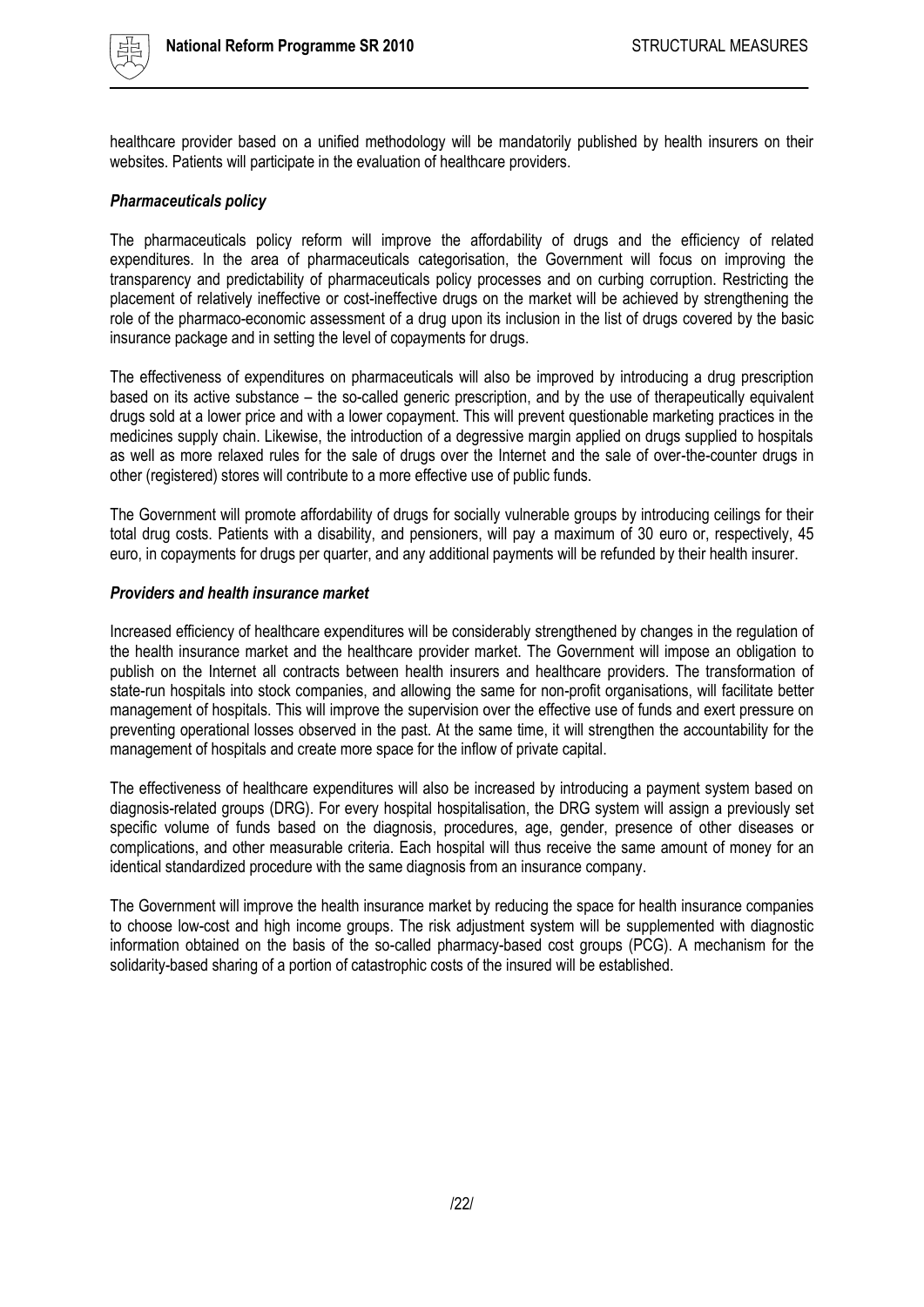healthcare provider based on a unified methodology will be mandatorily published by health insurers on their websites. Patients will participate in the evaluation of healthcare providers.

***Pharmaceuticals policy***

The pharmaceuticals policy reform will improve the affordability of drugs and the efficiency of related expenditures. In the area of pharmaceuticals categorisation, the Government will focus on improving the transparency and predictability of pharmaceuticals policy processes and on curbing corruption. Restricting the placement of relatively ineffective or cost-ineffective drugs on the market will be achieved by strengthening the role of the pharmaco-economic assessment of a drug upon its inclusion in the list of drugs covered by the basic insurance package and in setting the level of copayments for drugs.

The effectiveness of expenditures on pharmaceuticals will also be improved by introducing a drug prescription based on its active substance – the so-called generic prescription, and by the use of therapeutically equivalent drugs sold at a lower price and with a lower copayment. This will prevent questionable marketing practices in the medicines supply chain. Likewise, the introduction of a degressive margin applied on drugs supplied to hospitals as well as more relaxed rules for the sale of drugs over the Internet and the sale of over-the-counter drugs in other (registered) stores will contribute to a more effective use of public funds.

The Government will promote affordability of drugs for socially vulnerable groups by introducing ceilings for their total drug costs. Patients with a disability, and pensioners, will pay a maximum of 30 euro or, respectively, 45 euro, in copayments for drugs per quarter, and any additional payments will be refunded by their health insurer.

***Providers and health insurance market***

Increased efficiency of healthcare expenditures will be considerably strengthened by changes in the regulation of the health insurance market and the healthcare provider market. The Government will impose an obligation to publish on the Internet all contracts between health insurers and healthcare providers. The transformation of state-run hospitals into stock companies, and allowing the same for non-profit organisations, will facilitate better management of hospitals. This will improve the supervision over the effective use of funds and exert pressure on preventing operational losses observed in the past. At the same time, it will strengthen the accountability for the management of hospitals and create more space for the inflow of private capital.

The effectiveness of healthcare expenditures will also be increased by introducing a payment system based on diagnosis-related groups (DRG). For every hospital hospitalisation, the DRG system will assign a previously set specific volume of funds based on the diagnosis, procedures, age, gender, presence of other diseases or complications, and other measurable criteria. Each hospital will thus receive the same amount of money for an identical standardized procedure with the same diagnosis from an insurance company.

The Government will improve the health insurance market by reducing the space for health insurance companies to choose low-cost and high income groups. The risk adjustment system will be supplemented with diagnostic information obtained on the basis of the so-called pharmacy-based cost groups (PCG). A mechanism for the solidarity-based sharing of a portion of catastrophic costs of the insured will be established.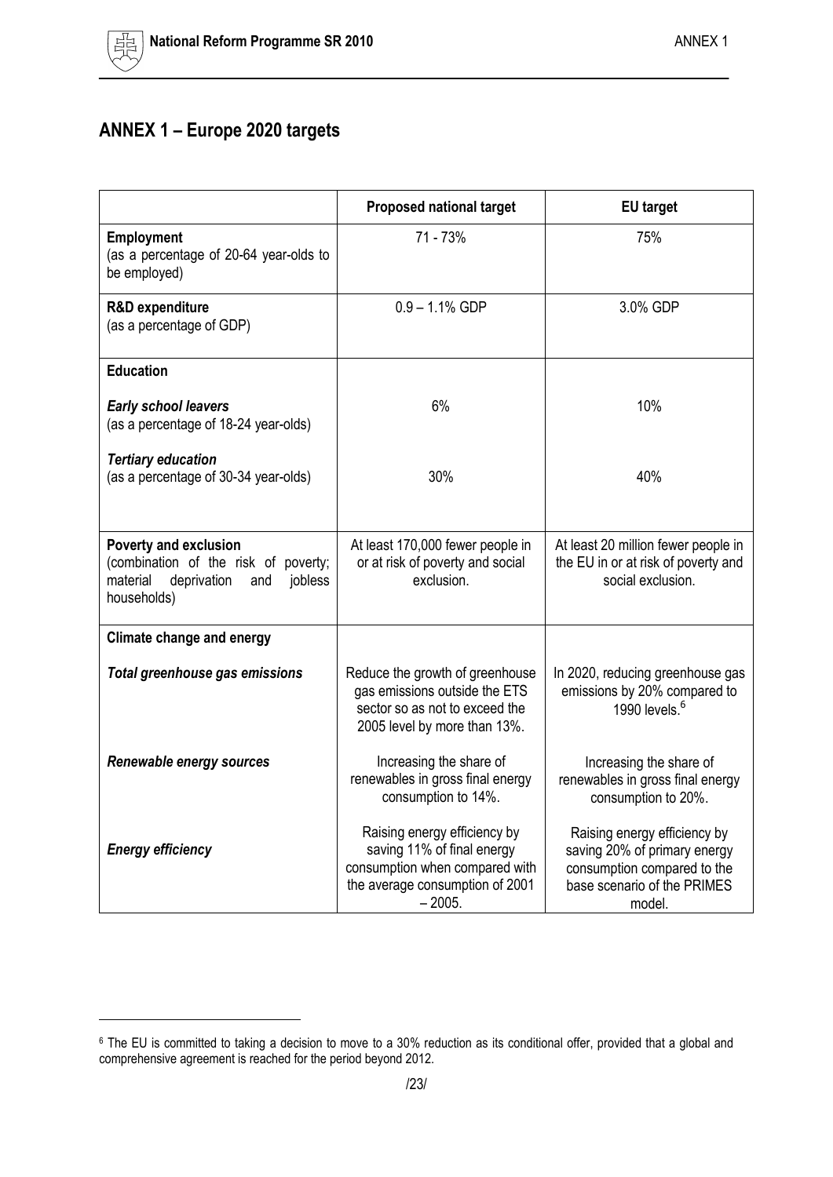# ANNEX 1 – Europe 2020 targets

| | Proposed national target | EU target |
|---|---|---|
| **Employment** (as a percentage of 20-64 year-olds to be employed) | 71 - 73% | 75% |
| **R&D expenditure** (as a percentage of GDP) | 0.9 – 1.1% GDP | 3.0% GDP |
| **Education** | | |
| ***Early school leavers*** (as a percentage of 18-24 year-olds) | 6% | 10% |
| ***Tertiary education*** (as a percentage of 30-34 year-olds) | 30% | 40% |
| **Poverty and exclusion** (combination of the risk of poverty; material deprivation and jobless households) | At least 170,000 fewer people in or at risk of poverty and social exclusion. | At least 20 million fewer people in the EU in or at risk of poverty and social exclusion. |
| **Climate change and energy** | | |
| ***Total greenhouse gas emissions*** | Reduce the growth of greenhouse gas emissions outside the ETS sector so as not to exceed the 2005 level by more than 13%. | In 2020, reducing greenhouse gas emissions by 20% compared to 1990 levels.[6] |
| ***Renewable energy sources*** | Increasing the share of renewables in gross final energy consumption to 14%. | Increasing the share of renewables in gross final energy consumption to 20%. |
| ***Energy efficiency*** | Raising energy efficiency by saving 11% of final energy consumption when compared with the average consumption of 2001 – 2005. | Raising energy efficiency by saving 20% of primary energy consumption compared to the base scenario of the PRIMES model. |

[6] The EU is committed to taking a decision to move to a 30% reduction as its conditional offer, provided that a global and comprehensive agreement is reached for the period beyond 2012.